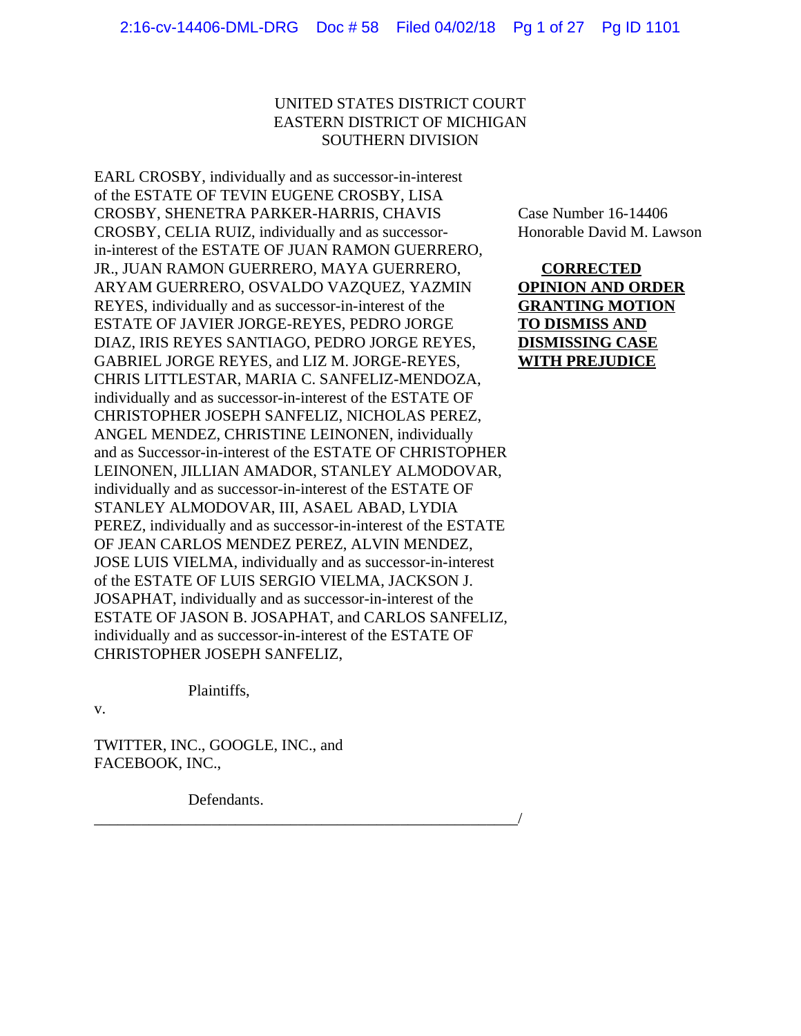UNITED STATES DISTRICT COURT
EASTERN DISTRICT OF MICHIGAN
SOUTHERN DIVISION

EARL CROSBY, individually and as successor-in-interest of the ESTATE OF TEVIN EUGENE CROSBY, LISA CROSBY, SHENETRA PARKER-HARRIS, CHAVIS CROSBY, CELIA RUIZ, individually and as successor-in-interest of the ESTATE OF JUAN RAMON GUERRERO, JR., JUAN RAMON GUERRERO, MAYA GUERRERO, ARYAM GUERRERO, OSVALDO VAZQUEZ, YAZMIN REYES, individually and as successor-in-interest of the ESTATE OF JAVIER JORGE-REYES, PEDRO JORGE DIAZ, IRIS REYES SANTIAGO, PEDRO JORGE REYES, GABRIEL JORGE REYES, and LIZ M. JORGE-REYES, CHRIS LITTLESTAR, MARIA C. SANFELIZ-MENDOZA, individually and as successor-in-interest of the ESTATE OF CHRISTOPHER JOSEPH SANFELIZ, NICHOLAS PEREZ, ANGEL MENDEZ, CHRISTINE LEINONEN, individually and as Successor-in-interest of the ESTATE OF CHRISTOPHER LEINONEN, JILLIAN AMADOR, STANLEY ALMODOVAR, individually and as successor-in-interest of the ESTATE OF STANLEY ALMODOVAR, III, ASAEL ABAD, LYDIA PEREZ, individually and as successor-in-interest of the ESTATE OF JEAN CARLOS MENDEZ PEREZ, ALVIN MENDEZ, JOSE LUIS VIELMA, individually and as successor-in-interest of the ESTATE OF LUIS SERGIO VIELMA, JACKSON J. JOSAPHAT, individually and as successor-in-interest of the ESTATE OF JASON B. JOSAPHAT, and CARLOS SANFELIZ, individually and as successor-in-interest of the ESTATE OF CHRISTOPHER JOSEPH SANFELIZ,

Plaintiffs,

v.

TWITTER, INC., GOOGLE, INC., and FACEBOOK, INC.,

Defendants.

_______________________________________/

Case Number 16-14406
Honorable David M. Lawson

**CORRECTED OPINION AND ORDER GRANTING MOTION TO DISMISS AND DISMISSING CASE WITH PREJUDICE**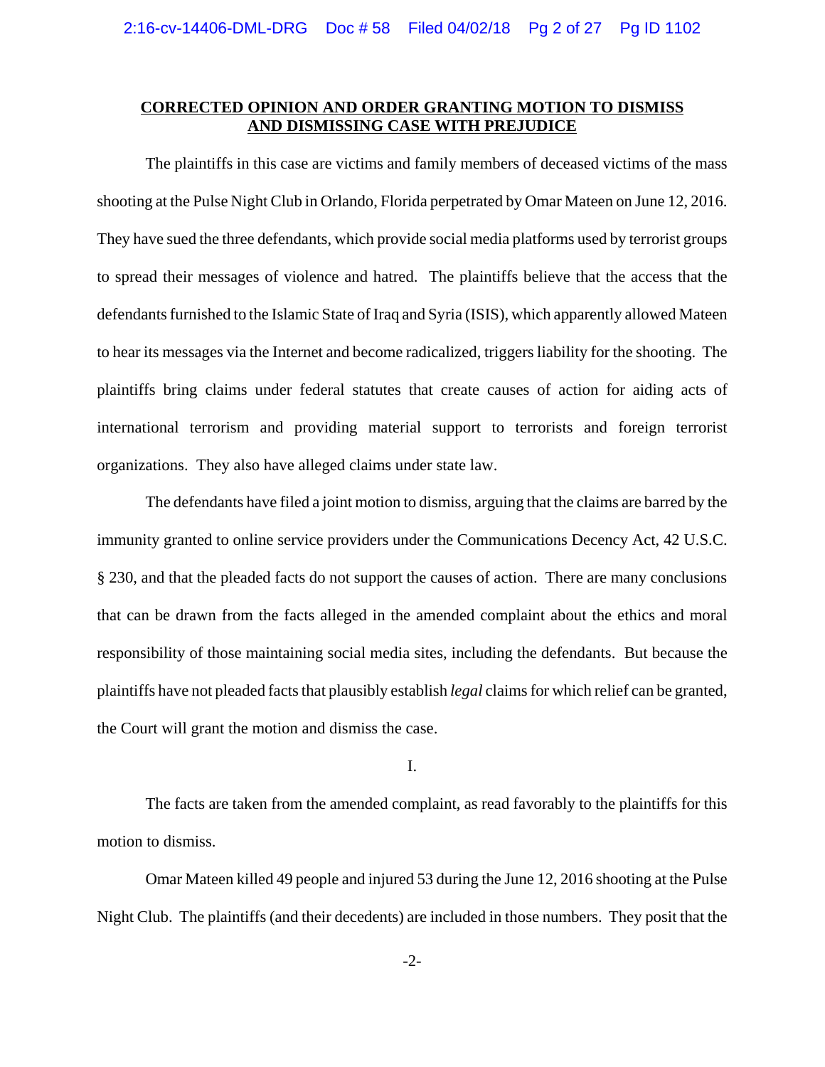**CORRECTED OPINION AND ORDER GRANTING MOTION TO DISMISS AND DISMISSING CASE WITH PREJUDICE**

The plaintiffs in this case are victims and family members of deceased victims of the mass shooting at the Pulse Night Club in Orlando, Florida perpetrated by Omar Mateen on June 12, 2016. They have sued the three defendants, which provide social media platforms used by terrorist groups to spread their messages of violence and hatred. The plaintiffs believe that the access that the defendants furnished to the Islamic State of Iraq and Syria (ISIS), which apparently allowed Mateen to hear its messages via the Internet and become radicalized, triggers liability for the shooting. The plaintiffs bring claims under federal statutes that create causes of action for aiding acts of international terrorism and providing material support to terrorists and foreign terrorist organizations. They also have alleged claims under state law.

The defendants have filed a joint motion to dismiss, arguing that the claims are barred by the immunity granted to online service providers under the Communications Decency Act, 42 U.S.C. § 230, and that the pleaded facts do not support the causes of action. There are many conclusions that can be drawn from the facts alleged in the amended complaint about the ethics and moral responsibility of those maintaining social media sites, including the defendants. But because the plaintiffs have not pleaded facts that plausibly establish *legal* claims for which relief can be granted, the Court will grant the motion and dismiss the case.

I.

The facts are taken from the amended complaint, as read favorably to the plaintiffs for this motion to dismiss.

Omar Mateen killed 49 people and injured 53 during the June 12, 2016 shooting at the Pulse Night Club. The plaintiffs (and their decedents) are included in those numbers. They posit that the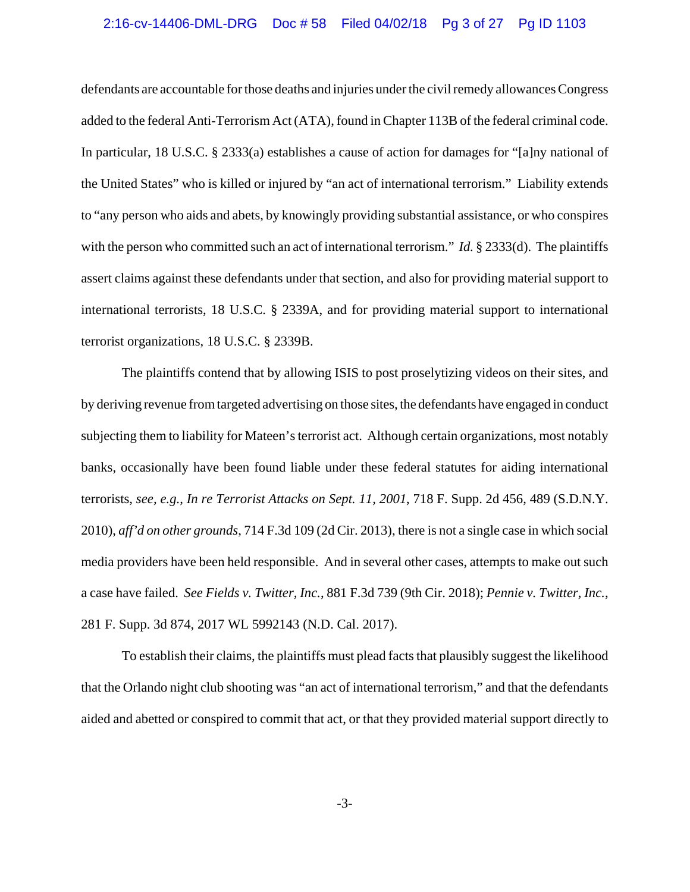defendants are accountable for those deaths and injuries under the civil remedy allowances Congress added to the federal Anti-Terrorism Act (ATA), found in Chapter 113B of the federal criminal code. In particular, 18 U.S.C. § 2333(a) establishes a cause of action for damages for "[a]ny national of the United States" who is killed or injured by "an act of international terrorism." Liability extends to "any person who aids and abets, by knowingly providing substantial assistance, or who conspires with the person who committed such an act of international terrorism." *Id.* § 2333(d). The plaintiffs assert claims against these defendants under that section, and also for providing material support to international terrorists, 18 U.S.C. § 2339A, and for providing material support to international terrorist organizations, 18 U.S.C. § 2339B.

The plaintiffs contend that by allowing ISIS to post proselytizing videos on their sites, and by deriving revenue from targeted advertising on those sites, the defendants have engaged in conduct subjecting them to liability for Mateen's terrorist act. Although certain organizations, most notably banks, occasionally have been found liable under these federal statutes for aiding international terrorists, *see, e.g.*, *In re Terrorist Attacks on Sept. 11, 2001*, 718 F. Supp. 2d 456, 489 (S.D.N.Y. 2010), *aff'd on other grounds*, 714 F.3d 109 (2d Cir. 2013), there is not a single case in which social media providers have been held responsible. And in several other cases, attempts to make out such a case have failed. *See Fields v. Twitter, Inc.*, 881 F.3d 739 (9th Cir. 2018); *Pennie v. Twitter, Inc.*, 281 F. Supp. 3d 874, 2017 WL 5992143 (N.D. Cal. 2017).

To establish their claims, the plaintiffs must plead facts that plausibly suggest the likelihood that the Orlando night club shooting was "an act of international terrorism," and that the defendants aided and abetted or conspired to commit that act, or that they provided material support directly to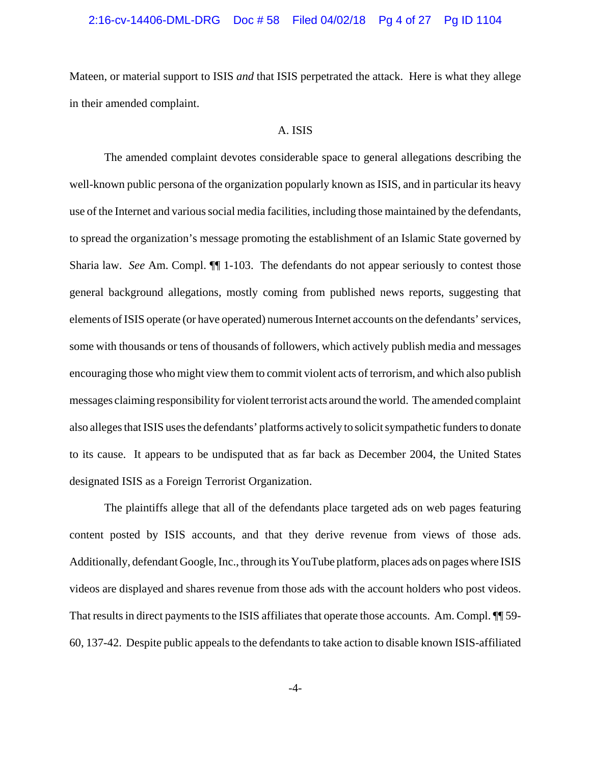Mateen, or material support to ISIS *and* that ISIS perpetrated the attack. Here is what they allege in their amended complaint.

### A. ISIS

The amended complaint devotes considerable space to general allegations describing the well-known public persona of the organization popularly known as ISIS, and in particular its heavy use of the Internet and various social media facilities, including those maintained by the defendants, to spread the organization's message promoting the establishment of an Islamic State governed by Sharia law. *See* Am. Compl. ¶¶ 1-103. The defendants do not appear seriously to contest those general background allegations, mostly coming from published news reports, suggesting that elements of ISIS operate (or have operated) numerous Internet accounts on the defendants' services, some with thousands or tens of thousands of followers, which actively publish media and messages encouraging those who might view them to commit violent acts of terrorism, and which also publish messages claiming responsibility for violent terrorist acts around the world. The amended complaint also alleges that ISIS uses the defendants' platforms actively to solicit sympathetic funders to donate to its cause. It appears to be undisputed that as far back as December 2004, the United States designated ISIS as a Foreign Terrorist Organization.

The plaintiffs allege that all of the defendants place targeted ads on web pages featuring content posted by ISIS accounts, and that they derive revenue from views of those ads. Additionally, defendant Google, Inc., through its YouTube platform, places ads on pages where ISIS videos are displayed and shares revenue from those ads with the account holders who post videos. That results in direct payments to the ISIS affiliates that operate those accounts. Am. Compl. ¶¶ 59-60, 137-42. Despite public appeals to the defendants to take action to disable known ISIS-affiliated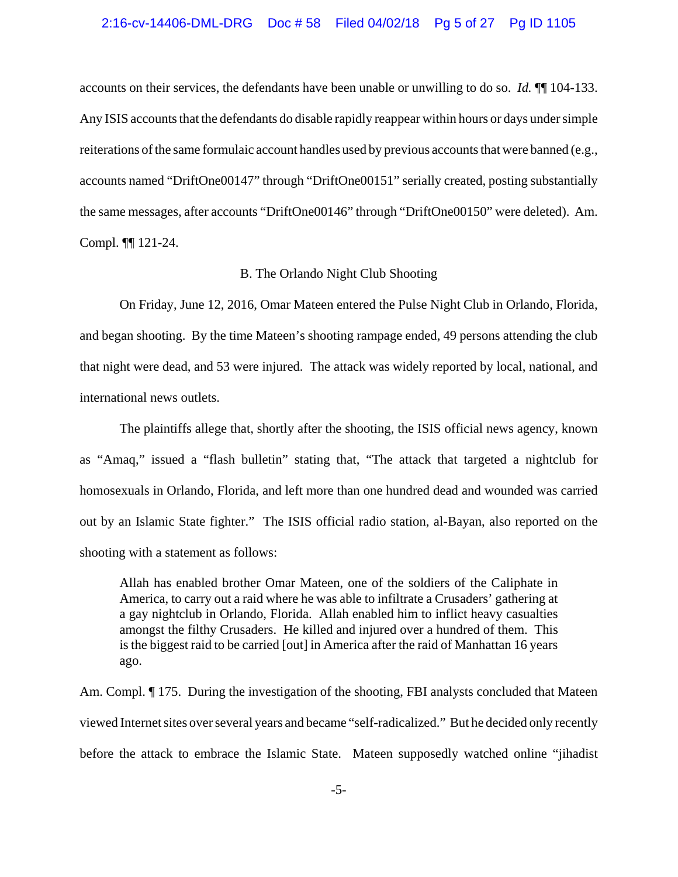accounts on their services, the defendants have been unable or unwilling to do so. *Id.* ¶¶ 104-133. Any ISIS accounts that the defendants do disable rapidly reappear within hours or days under simple reiterations of the same formulaic account handles used by previous accounts that were banned (e.g., accounts named "DriftOne00147" through "DriftOne00151" serially created, posting substantially the same messages, after accounts "DriftOne00146" through "DriftOne00150" were deleted). Am. Compl. ¶¶ 121-24.

B. The Orlando Night Club Shooting

On Friday, June 12, 2016, Omar Mateen entered the Pulse Night Club in Orlando, Florida, and began shooting. By the time Mateen's shooting rampage ended, 49 persons attending the club that night were dead, and 53 were injured. The attack was widely reported by local, national, and international news outlets.

The plaintiffs allege that, shortly after the shooting, the ISIS official news agency, known as "Amaq," issued a "flash bulletin" stating that, "The attack that targeted a nightclub for homosexuals in Orlando, Florida, and left more than one hundred dead and wounded was carried out by an Islamic State fighter." The ISIS official radio station, al-Bayan, also reported on the shooting with a statement as follows:

> Allah has enabled brother Omar Mateen, one of the soldiers of the Caliphate in America, to carry out a raid where he was able to infiltrate a Crusaders' gathering at a gay nightclub in Orlando, Florida. Allah enabled him to inflict heavy casualties amongst the filthy Crusaders. He killed and injured over a hundred of them. This is the biggest raid to be carried [out] in America after the raid of Manhattan 16 years ago.

Am. Compl. ¶ 175. During the investigation of the shooting, FBI analysts concluded that Mateen viewed Internet sites over several years and became "self-radicalized." But he decided only recently before the attack to embrace the Islamic State. Mateen supposedly watched online "jihadist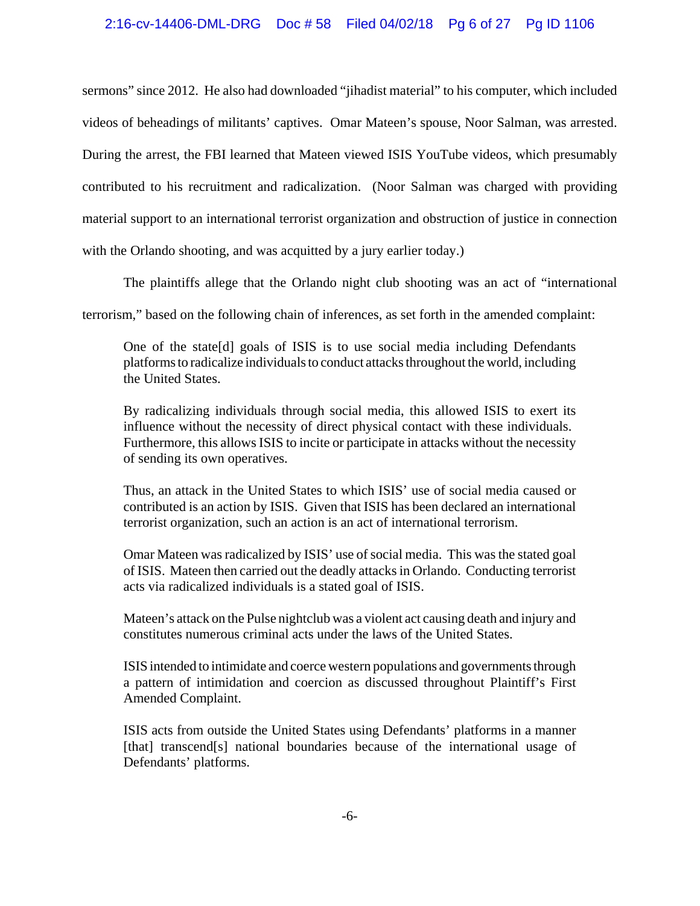sermons" since 2012. He also had downloaded "jihadist material" to his computer, which included videos of beheadings of militants' captives. Omar Mateen's spouse, Noor Salman, was arrested. During the arrest, the FBI learned that Mateen viewed ISIS YouTube videos, which presumably contributed to his recruitment and radicalization. (Noor Salman was charged with providing material support to an international terrorist organization and obstruction of justice in connection with the Orlando shooting, and was acquitted by a jury earlier today.)

The plaintiffs allege that the Orlando night club shooting was an act of "international terrorism," based on the following chain of inferences, as set forth in the amended complaint:

> One of the state[d] goals of ISIS is to use social media including Defendants platforms to radicalize individuals to conduct attacks throughout the world, including the United States.
>
> By radicalizing individuals through social media, this allowed ISIS to exert its influence without the necessity of direct physical contact with these individuals. Furthermore, this allows ISIS to incite or participate in attacks without the necessity of sending its own operatives.
>
> Thus, an attack in the United States to which ISIS' use of social media caused or contributed is an action by ISIS. Given that ISIS has been declared an international terrorist organization, such an action is an act of international terrorism.
>
> Omar Mateen was radicalized by ISIS' use of social media. This was the stated goal of ISIS. Mateen then carried out the deadly attacks in Orlando. Conducting terrorist acts via radicalized individuals is a stated goal of ISIS.
>
> Mateen's attack on the Pulse nightclub was a violent act causing death and injury and constitutes numerous criminal acts under the laws of the United States.
>
> ISIS intended to intimidate and coerce western populations and governments through a pattern of intimidation and coercion as discussed throughout Plaintiff's First Amended Complaint.
>
> ISIS acts from outside the United States using Defendants' platforms in a manner [that] transcend[s] national boundaries because of the international usage of Defendants' platforms.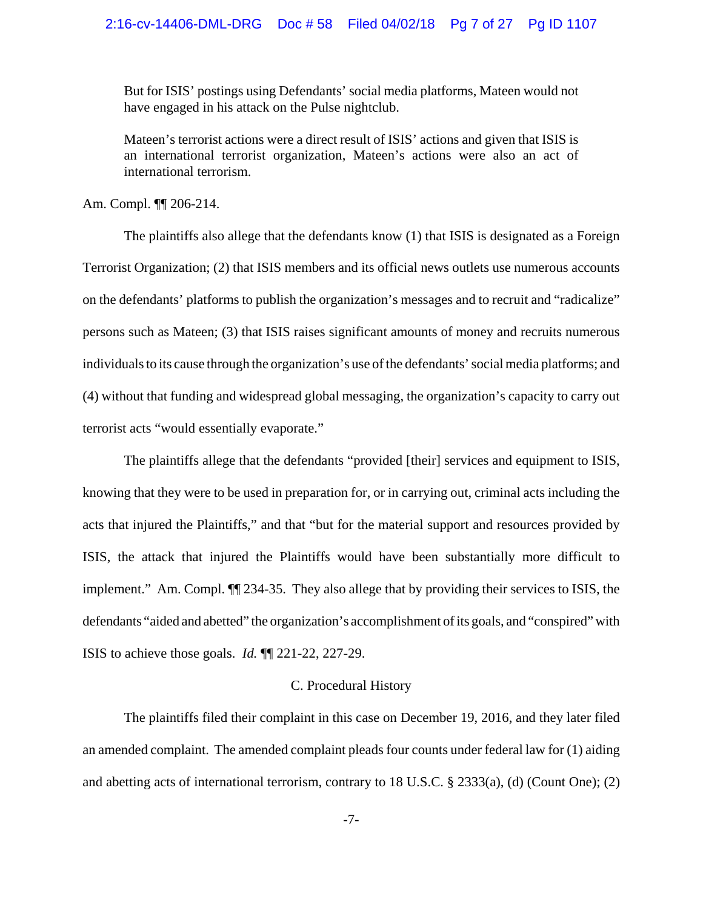> But for ISIS' postings using Defendants' social media platforms, Mateen would not have engaged in his attack on the Pulse nightclub.
>
> Mateen's terrorist actions were a direct result of ISIS' actions and given that ISIS is an international terrorist organization, Mateen's actions were also an act of international terrorism.

Am. Compl. ¶¶ 206-214.

The plaintiffs also allege that the defendants know (1) that ISIS is designated as a Foreign Terrorist Organization; (2) that ISIS members and its official news outlets use numerous accounts on the defendants' platforms to publish the organization's messages and to recruit and "radicalize" persons such as Mateen; (3) that ISIS raises significant amounts of money and recruits numerous individuals to its cause through the organization's use of the defendants' social media platforms; and (4) without that funding and widespread global messaging, the organization's capacity to carry out terrorist acts "would essentially evaporate."

The plaintiffs allege that the defendants "provided [their] services and equipment to ISIS, knowing that they were to be used in preparation for, or in carrying out, criminal acts including the acts that injured the Plaintiffs," and that "but for the material support and resources provided by ISIS, the attack that injured the Plaintiffs would have been substantially more difficult to implement." Am. Compl. ¶¶ 234-35. They also allege that by providing their services to ISIS, the defendants "aided and abetted" the organization's accomplishment of its goals, and "conspired" with ISIS to achieve those goals. *Id.* ¶¶ 221-22, 227-29.

## C. Procedural History

The plaintiffs filed their complaint in this case on December 19, 2016, and they later filed an amended complaint. The amended complaint pleads four counts under federal law for (1) aiding and abetting acts of international terrorism, contrary to 18 U.S.C. § 2333(a), (d) (Count One); (2)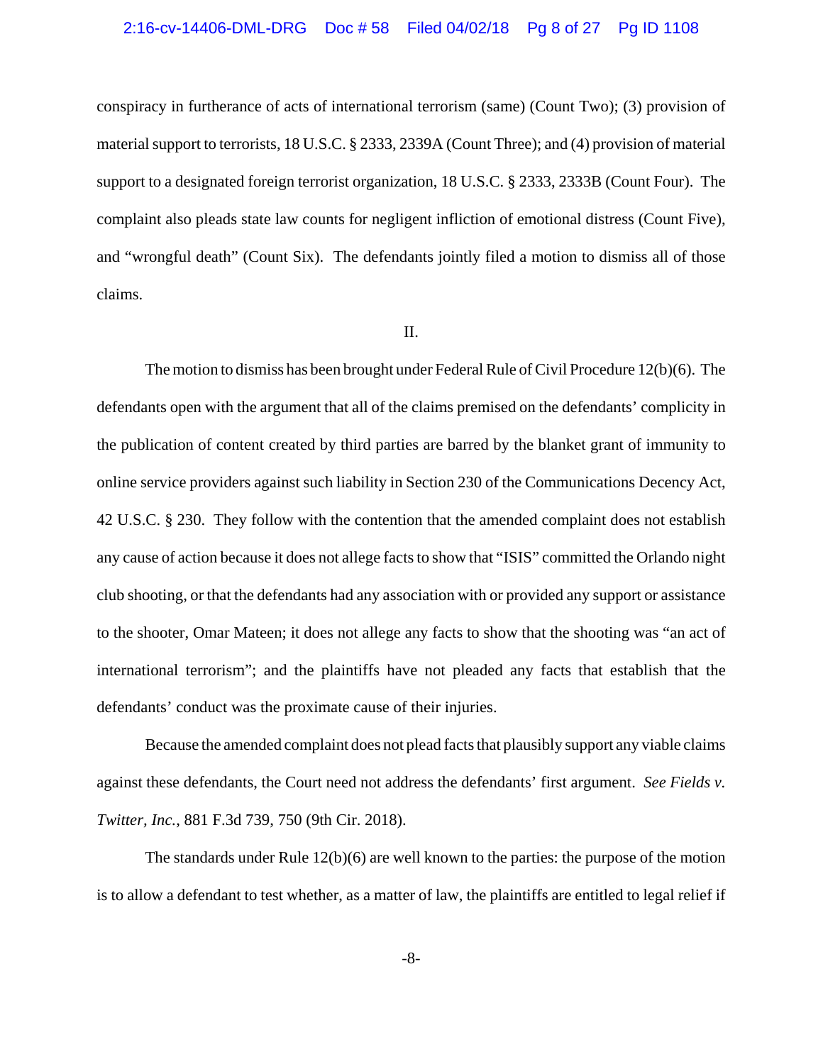conspiracy in furtherance of acts of international terrorism (same) (Count Two); (3) provision of material support to terrorists, 18 U.S.C. § 2333, 2339A (Count Three); and (4) provision of material support to a designated foreign terrorist organization, 18 U.S.C. § 2333, 2333B (Count Four). The complaint also pleads state law counts for negligent infliction of emotional distress (Count Five), and "wrongful death" (Count Six). The defendants jointly filed a motion to dismiss all of those claims.

II.

The motion to dismiss has been brought under Federal Rule of Civil Procedure 12(b)(6). The defendants open with the argument that all of the claims premised on the defendants' complicity in the publication of content created by third parties are barred by the blanket grant of immunity to online service providers against such liability in Section 230 of the Communications Decency Act, 42 U.S.C. § 230. They follow with the contention that the amended complaint does not establish any cause of action because it does not allege facts to show that "ISIS" committed the Orlando night club shooting, or that the defendants had any association with or provided any support or assistance to the shooter, Omar Mateen; it does not allege any facts to show that the shooting was "an act of international terrorism"; and the plaintiffs have not pleaded any facts that establish that the defendants' conduct was the proximate cause of their injuries.

Because the amended complaint does not plead facts that plausibly support any viable claims against these defendants, the Court need not address the defendants' first argument. *See Fields v. Twitter, Inc.*, 881 F.3d 739, 750 (9th Cir. 2018).

The standards under Rule 12(b)(6) are well known to the parties: the purpose of the motion is to allow a defendant to test whether, as a matter of law, the plaintiffs are entitled to legal relief if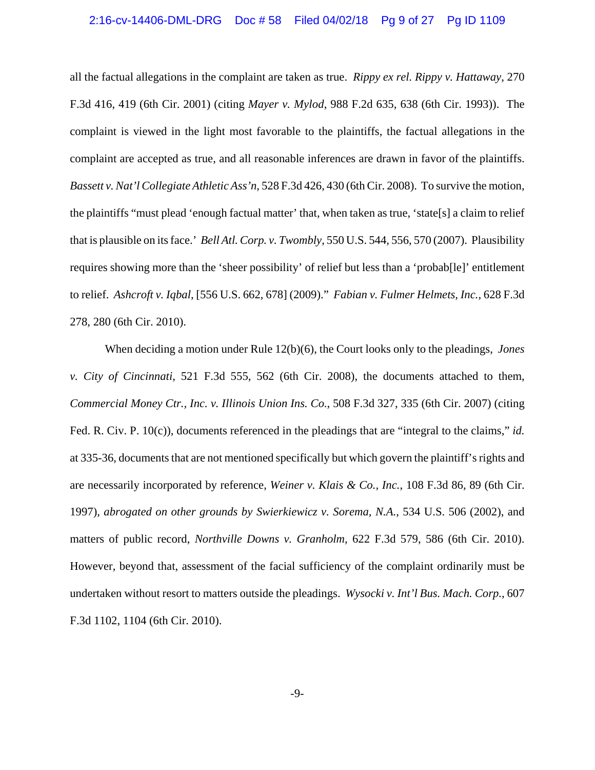all the factual allegations in the complaint are taken as true. *Rippy ex rel. Rippy v. Hattaway*, 270 F.3d 416, 419 (6th Cir. 2001) (citing *Mayer v. Mylod*, 988 F.2d 635, 638 (6th Cir. 1993)). The complaint is viewed in the light most favorable to the plaintiffs, the factual allegations in the complaint are accepted as true, and all reasonable inferences are drawn in favor of the plaintiffs. *Bassett v. Nat'l Collegiate Athletic Ass'n*, 528 F.3d 426, 430 (6th Cir. 2008). To survive the motion, the plaintiffs "must plead 'enough factual matter' that, when taken as true, 'state[s] a claim to relief that is plausible on its face.' *Bell Atl. Corp. v. Twombly*, 550 U.S. 544, 556, 570 (2007). Plausibility requires showing more than the 'sheer possibility' of relief but less than a 'probab[le]' entitlement to relief. *Ashcroft v. Iqbal*, [556 U.S. 662, 678] (2009)." *Fabian v. Fulmer Helmets, Inc.*, 628 F.3d 278, 280 (6th Cir. 2010).

When deciding a motion under Rule 12(b)(6), the Court looks only to the pleadings, *Jones v. City of Cincinnati*, 521 F.3d 555, 562 (6th Cir. 2008), the documents attached to them, *Commercial Money Ctr., Inc. v. Illinois Union Ins. Co.*, 508 F.3d 327, 335 (6th Cir. 2007) (citing Fed. R. Civ. P. 10(c)), documents referenced in the pleadings that are "integral to the claims," *id.* at 335-36, documents that are not mentioned specifically but which govern the plaintiff's rights and are necessarily incorporated by reference, *Weiner v. Klais & Co., Inc.*, 108 F.3d 86, 89 (6th Cir. 1997), *abrogated on other grounds by Swierkiewicz v. Sorema, N.A.*, 534 U.S. 506 (2002), and matters of public record, *Northville Downs v. Granholm*, 622 F.3d 579, 586 (6th Cir. 2010). However, beyond that, assessment of the facial sufficiency of the complaint ordinarily must be undertaken without resort to matters outside the pleadings. *Wysocki v. Int'l Bus. Mach. Corp.*, 607 F.3d 1102, 1104 (6th Cir. 2010).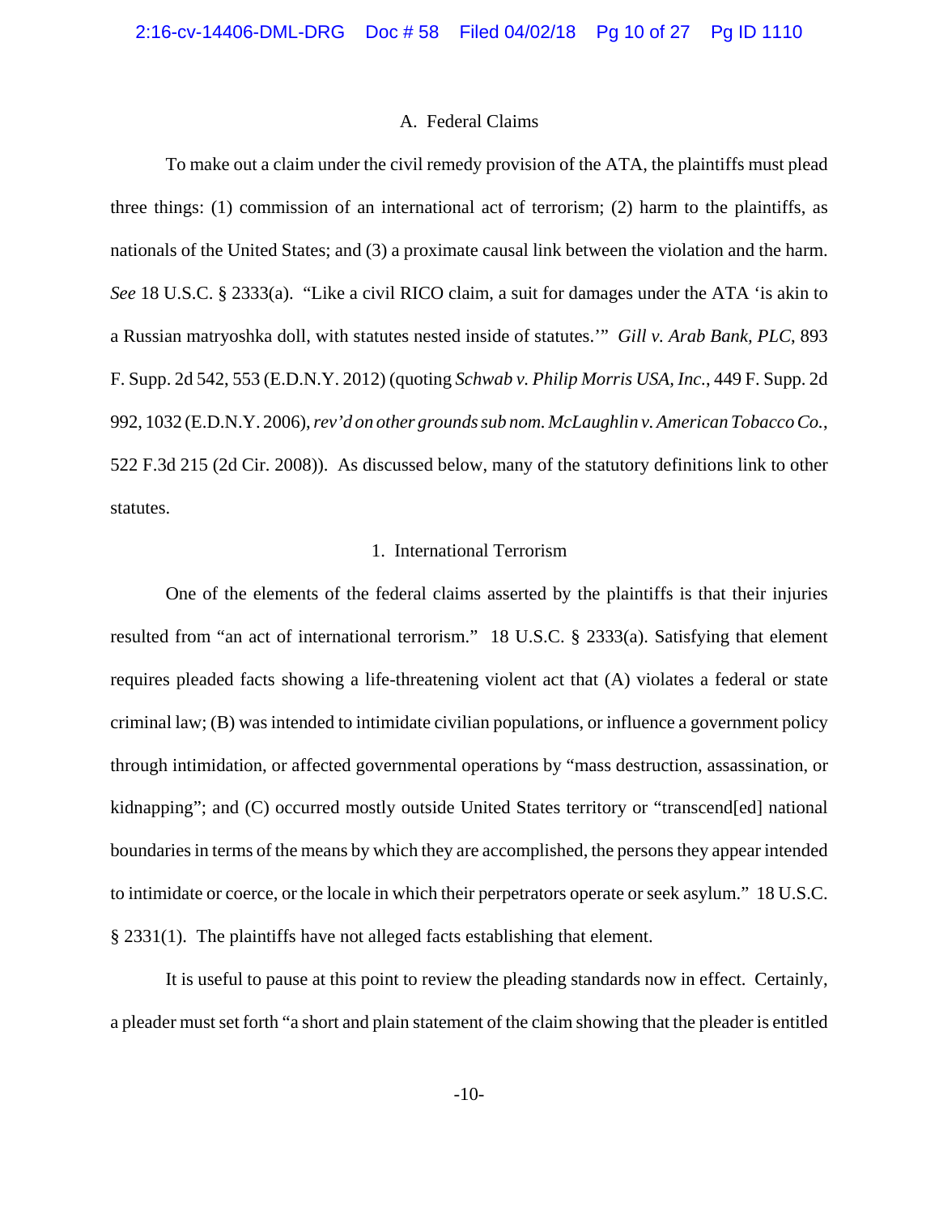### A. Federal Claims

To make out a claim under the civil remedy provision of the ATA, the plaintiffs must plead three things: (1) commission of an international act of terrorism; (2) harm to the plaintiffs, as nationals of the United States; and (3) a proximate causal link between the violation and the harm. *See* 18 U.S.C. § 2333(a). "Like a civil RICO claim, a suit for damages under the ATA 'is akin to a Russian matryoshka doll, with statutes nested inside of statutes.'" *Gill v. Arab Bank, PLC*, 893 F. Supp. 2d 542, 553 (E.D.N.Y. 2012) (quoting *Schwab v. Philip Morris USA, Inc.*, 449 F. Supp. 2d 992, 1032 (E.D.N.Y. 2006), *rev'd on other grounds sub nom. McLaughlin v. American Tobacco Co.*, 522 F.3d 215 (2d Cir. 2008)). As discussed below, many of the statutory definitions link to other statutes.

#### 1. International Terrorism

One of the elements of the federal claims asserted by the plaintiffs is that their injuries resulted from "an act of international terrorism." 18 U.S.C. § 2333(a). Satisfying that element requires pleaded facts showing a life-threatening violent act that (A) violates a federal or state criminal law; (B) was intended to intimidate civilian populations, or influence a government policy through intimidation, or affected governmental operations by "mass destruction, assassination, or kidnapping"; and (C) occurred mostly outside United States territory or "transcend[ed] national boundaries in terms of the means by which they are accomplished, the persons they appear intended to intimidate or coerce, or the locale in which their perpetrators operate or seek asylum." 18 U.S.C. § 2331(1). The plaintiffs have not alleged facts establishing that element.

It is useful to pause at this point to review the pleading standards now in effect. Certainly, a pleader must set forth "a short and plain statement of the claim showing that the pleader is entitled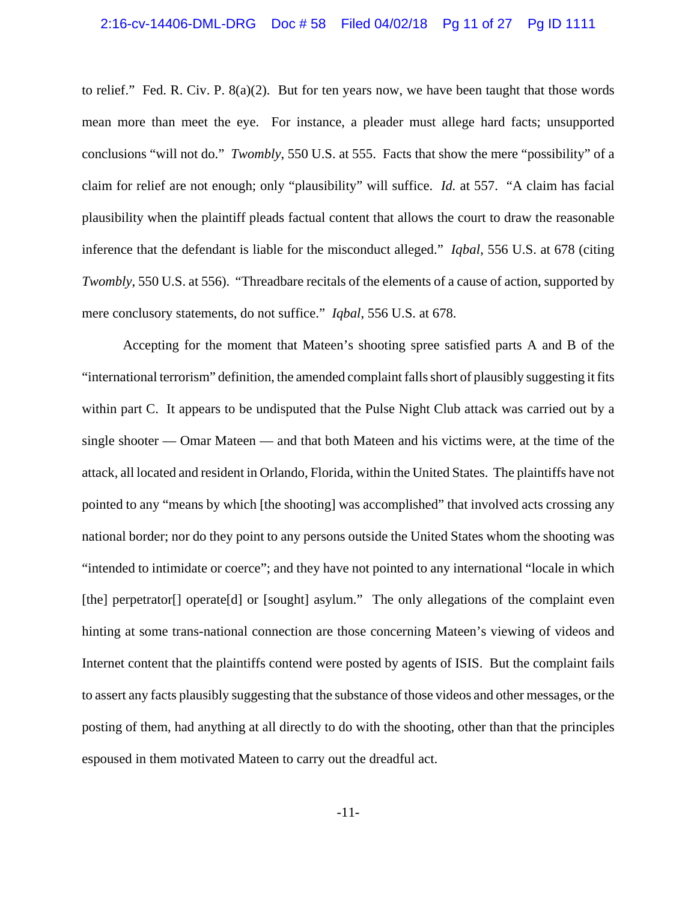to relief." Fed. R. Civ. P. 8(a)(2). But for ten years now, we have been taught that those words mean more than meet the eye. For instance, a pleader must allege hard facts; unsupported conclusions "will not do." *Twombly*, 550 U.S. at 555. Facts that show the mere "possibility" of a claim for relief are not enough; only "plausibility" will suffice. *Id.* at 557. "A claim has facial plausibility when the plaintiff pleads factual content that allows the court to draw the reasonable inference that the defendant is liable for the misconduct alleged." *Iqbal*, 556 U.S. at 678 (citing *Twombly*, 550 U.S. at 556). "Threadbare recitals of the elements of a cause of action, supported by mere conclusory statements, do not suffice." *Iqbal*, 556 U.S. at 678.

Accepting for the moment that Mateen's shooting spree satisfied parts A and B of the "international terrorism" definition, the amended complaint falls short of plausibly suggesting it fits within part C. It appears to be undisputed that the Pulse Night Club attack was carried out by a single shooter — Omar Mateen — and that both Mateen and his victims were, at the time of the attack, all located and resident in Orlando, Florida, within the United States. The plaintiffs have not pointed to any "means by which [the shooting] was accomplished" that involved acts crossing any national border; nor do they point to any persons outside the United States whom the shooting was "intended to intimidate or coerce"; and they have not pointed to any international "locale in which [the] perpetrator[] operate[d] or [sought] asylum." The only allegations of the complaint even hinting at some trans-national connection are those concerning Mateen's viewing of videos and Internet content that the plaintiffs contend were posted by agents of ISIS. But the complaint fails to assert any facts plausibly suggesting that the substance of those videos and other messages, or the posting of them, had anything at all directly to do with the shooting, other than that the principles espoused in them motivated Mateen to carry out the dreadful act.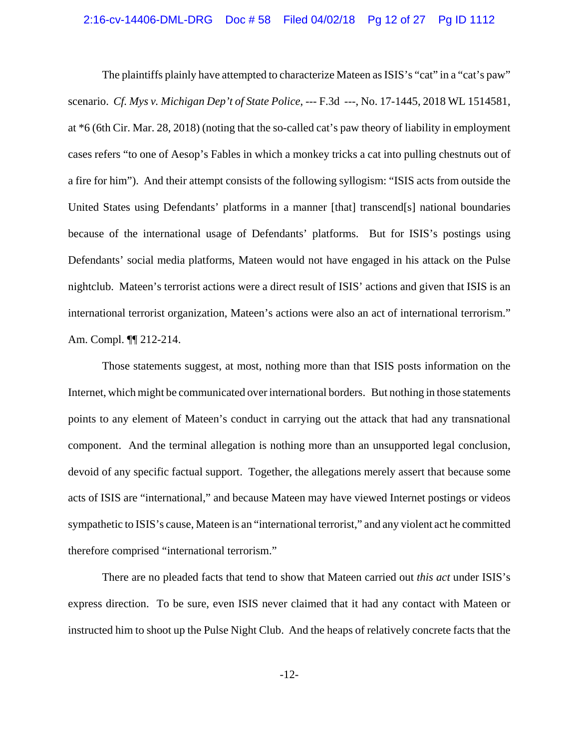The plaintiffs plainly have attempted to characterize Mateen as ISIS's "cat" in a "cat's paw" scenario. *Cf. Mys v. Michigan Dep't of State Police*, --- F.3d ---, No. 17-1445, 2018 WL 1514581, at *6 (6th Cir. Mar. 28, 2018) (noting that the so-called cat's paw theory of liability in employment cases refers "to one of Aesop's Fables in which a monkey tricks a cat into pulling chestnuts out of a fire for him"). And their attempt consists of the following syllogism: "ISIS acts from outside the United States using Defendants' platforms in a manner [that] transcend[s] national boundaries because of the international usage of Defendants' platforms. But for ISIS's postings using Defendants' social media platforms, Mateen would not have engaged in his attack on the Pulse nightclub. Mateen's terrorist actions were a direct result of ISIS' actions and given that ISIS is an international terrorist organization, Mateen's actions were also an act of international terrorism." Am. Compl. ¶¶ 212-214.

Those statements suggest, at most, nothing more than that ISIS posts information on the Internet, which might be communicated over international borders. But nothing in those statements points to any element of Mateen's conduct in carrying out the attack that had any transnational component. And the terminal allegation is nothing more than an unsupported legal conclusion, devoid of any specific factual support. Together, the allegations merely assert that because some acts of ISIS are "international," and because Mateen may have viewed Internet postings or videos sympathetic to ISIS's cause, Mateen is an "international terrorist," and any violent act he committed therefore comprised "international terrorism."

There are no pleaded facts that tend to show that Mateen carried out *this act* under ISIS's express direction. To be sure, even ISIS never claimed that it had any contact with Mateen or instructed him to shoot up the Pulse Night Club. And the heaps of relatively concrete facts that the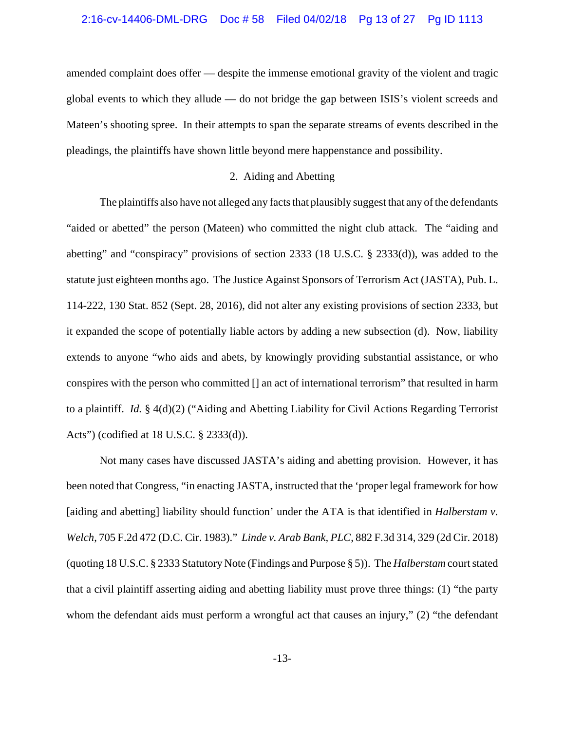amended complaint does offer — despite the immense emotional gravity of the violent and tragic global events to which they allude — do not bridge the gap between ISIS's violent screeds and Mateen's shooting spree. In their attempts to span the separate streams of events described in the pleadings, the plaintiffs have shown little beyond mere happenstance and possibility.

2. Aiding and Abetting

The plaintiffs also have not alleged any facts that plausibly suggest that any of the defendants "aided or abetted" the person (Mateen) who committed the night club attack. The "aiding and abetting" and "conspiracy" provisions of section 2333 (18 U.S.C. § 2333(d)), was added to the statute just eighteen months ago. The Justice Against Sponsors of Terrorism Act (JASTA), Pub. L. 114-222, 130 Stat. 852 (Sept. 28, 2016), did not alter any existing provisions of section 2333, but it expanded the scope of potentially liable actors by adding a new subsection (d). Now, liability extends to anyone "who aids and abets, by knowingly providing substantial assistance, or who conspires with the person who committed [] an act of international terrorism" that resulted in harm to a plaintiff. *Id.* § 4(d)(2) ("Aiding and Abetting Liability for Civil Actions Regarding Terrorist Acts") (codified at 18 U.S.C. § 2333(d)).

Not many cases have discussed JASTA's aiding and abetting provision. However, it has been noted that Congress, "in enacting JASTA, instructed that the 'proper legal framework for how [aiding and abetting] liability should function' under the ATA is that identified in *Halberstam v. Welch*, 705 F.2d 472 (D.C. Cir. 1983)." *Linde v. Arab Bank, PLC*, 882 F.3d 314, 329 (2d Cir. 2018) (quoting 18 U.S.C. § 2333 Statutory Note (Findings and Purpose § 5)). The *Halberstam* court stated that a civil plaintiff asserting aiding and abetting liability must prove three things: (1) "the party whom the defendant aids must perform a wrongful act that causes an injury," (2) "the defendant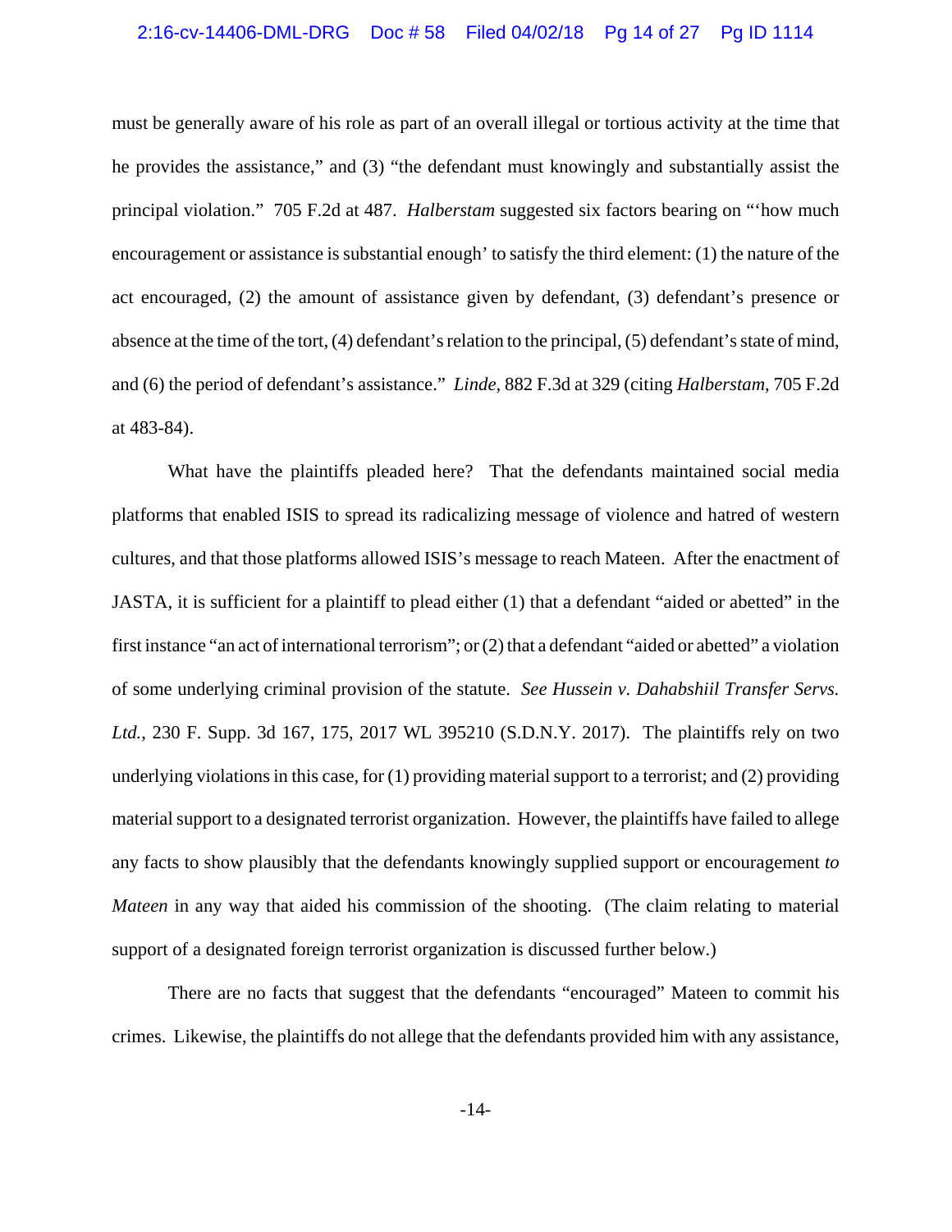must be generally aware of his role as part of an overall illegal or tortious activity at the time that he provides the assistance," and (3) "the defendant must knowingly and substantially assist the principal violation." 705 F.2d at 487. *Halberstam* suggested six factors bearing on "'how much encouragement or assistance is substantial enough' to satisfy the third element: (1) the nature of the act encouraged, (2) the amount of assistance given by defendant, (3) defendant's presence or absence at the time of the tort, (4) defendant's relation to the principal, (5) defendant's state of mind, and (6) the period of defendant's assistance." *Linde*, 882 F.3d at 329 (citing *Halberstam*, 705 F.2d at 483-84).

What have the plaintiffs pleaded here? That the defendants maintained social media platforms that enabled ISIS to spread its radicalizing message of violence and hatred of western cultures, and that those platforms allowed ISIS's message to reach Mateen. After the enactment of JASTA, it is sufficient for a plaintiff to plead either (1) that a defendant "aided or abetted" in the first instance "an act of international terrorism"; or (2) that a defendant "aided or abetted" a violation of some underlying criminal provision of the statute. *See Hussein v. Dahabshiil Transfer Servs. Ltd.*, 230 F. Supp. 3d 167, 175, 2017 WL 395210 (S.D.N.Y. 2017). The plaintiffs rely on two underlying violations in this case, for (1) providing material support to a terrorist; and (2) providing material support to a designated terrorist organization. However, the plaintiffs have failed to allege any facts to show plausibly that the defendants knowingly supplied support or encouragement *to Mateen* in any way that aided his commission of the shooting. (The claim relating to material support of a designated foreign terrorist organization is discussed further below.)

There are no facts that suggest that the defendants "encouraged" Mateen to commit his crimes. Likewise, the plaintiffs do not allege that the defendants provided him with any assistance,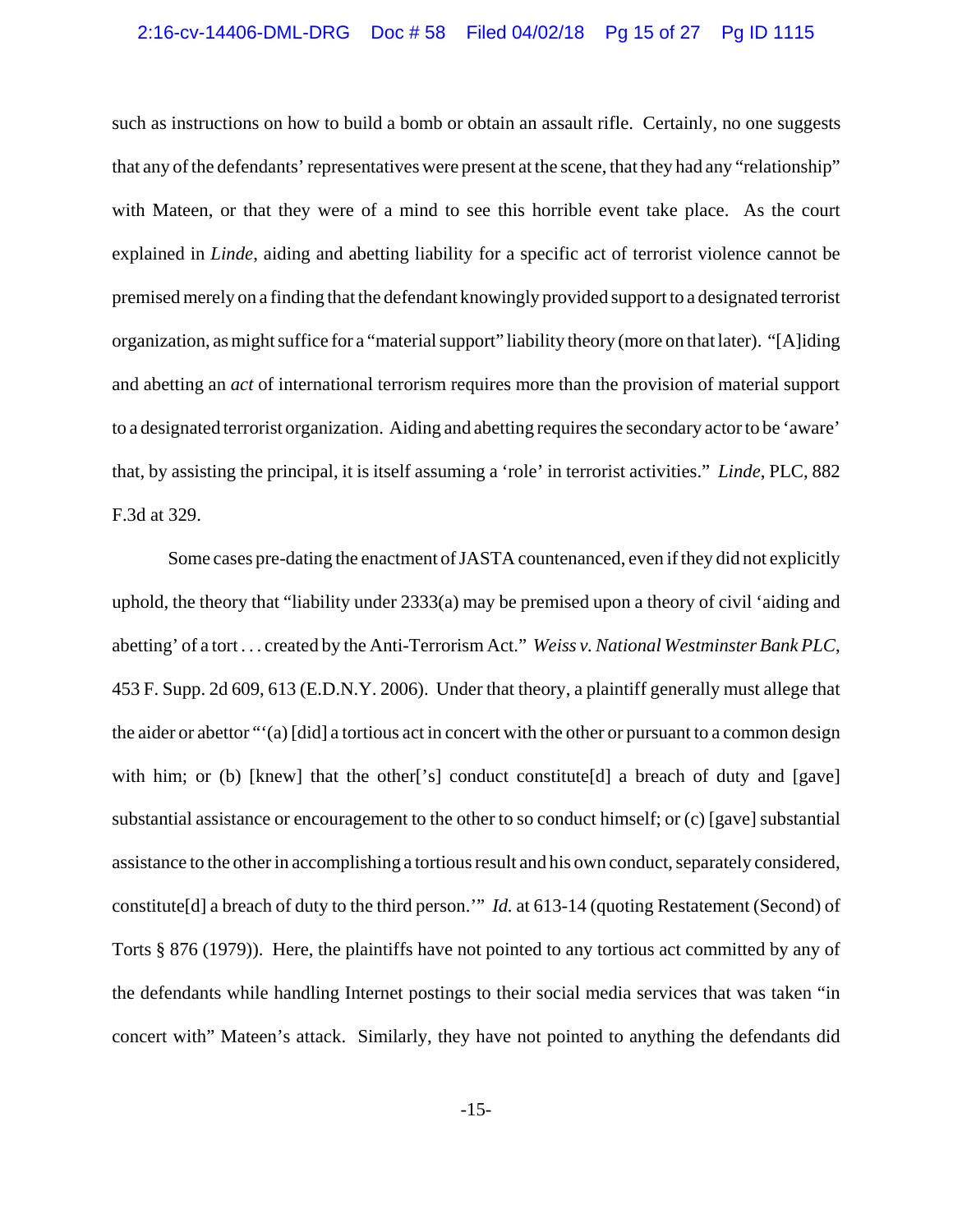such as instructions on how to build a bomb or obtain an assault rifle. Certainly, no one suggests that any of the defendants' representatives were present at the scene, that they had any "relationship" with Mateen, or that they were of a mind to see this horrible event take place. As the court explained in *Linde*, aiding and abetting liability for a specific act of terrorist violence cannot be premised merely on a finding that the defendant knowingly provided support to a designated terrorist organization, as might suffice for a "material support" liability theory (more on that later). "[A]iding and abetting an *act* of international terrorism requires more than the provision of material support to a designated terrorist organization. Aiding and abetting requires the secondary actor to be 'aware' that, by assisting the principal, it is itself assuming a 'role' in terrorist activities." *Linde*, PLC, 882 F.3d at 329.

Some cases pre-dating the enactment of JASTA countenanced, even if they did not explicitly uphold, the theory that "liability under 2333(a) may be premised upon a theory of civil 'aiding and abetting' of a tort . . . created by the Anti-Terrorism Act." *Weiss v. National Westminster Bank PLC*, 453 F. Supp. 2d 609, 613 (E.D.N.Y. 2006). Under that theory, a plaintiff generally must allege that the aider or abettor "'(a) [did] a tortious act in concert with the other or pursuant to a common design with him; or (b) [knew] that the other['s] conduct constitute[d] a breach of duty and [gave] substantial assistance or encouragement to the other to so conduct himself; or (c) [gave] substantial assistance to the other in accomplishing a tortious result and his own conduct, separately considered, constitute[d] a breach of duty to the third person.'" *Id.* at 613-14 (quoting Restatement (Second) of Torts § 876 (1979)). Here, the plaintiffs have not pointed to any tortious act committed by any of the defendants while handling Internet postings to their social media services that was taken "in concert with" Mateen's attack. Similarly, they have not pointed to anything the defendants did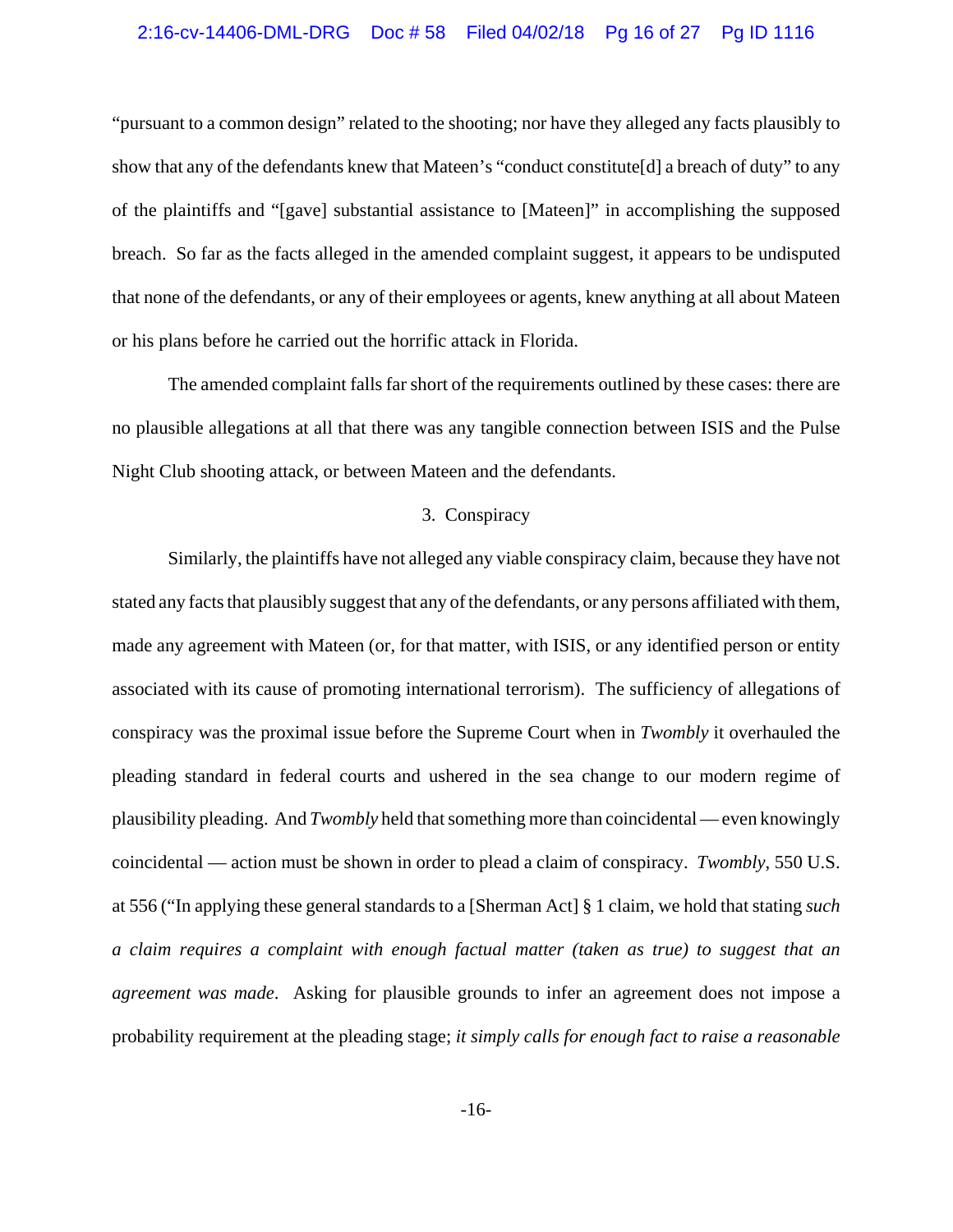"pursuant to a common design" related to the shooting; nor have they alleged any facts plausibly to show that any of the defendants knew that Mateen's "conduct constitute[d] a breach of duty" to any of the plaintiffs and "[gave] substantial assistance to [Mateen]" in accomplishing the supposed breach. So far as the facts alleged in the amended complaint suggest, it appears to be undisputed that none of the defendants, or any of their employees or agents, knew anything at all about Mateen or his plans before he carried out the horrific attack in Florida.

The amended complaint falls far short of the requirements outlined by these cases: there are no plausible allegations at all that there was any tangible connection between ISIS and the Pulse Night Club shooting attack, or between Mateen and the defendants.

3. Conspiracy

Similarly, the plaintiffs have not alleged any viable conspiracy claim, because they have not stated any facts that plausibly suggest that any of the defendants, or any persons affiliated with them, made any agreement with Mateen (or, for that matter, with ISIS, or any identified person or entity associated with its cause of promoting international terrorism). The sufficiency of allegations of conspiracy was the proximal issue before the Supreme Court when in *Twombly* it overhauled the pleading standard in federal courts and ushered in the sea change to our modern regime of plausibility pleading. And *Twombly* held that something more than coincidental — even knowingly coincidental — action must be shown in order to plead a claim of conspiracy. *Twombly*, 550 U.S. at 556 ("In applying these general standards to a [Sherman Act] § 1 claim, we hold that stating *such a claim requires a complaint with enough factual matter (taken as true) to suggest that an agreement was made*. Asking for plausible grounds to infer an agreement does not impose a probability requirement at the pleading stage; *it simply calls for enough fact to raise a reasonable*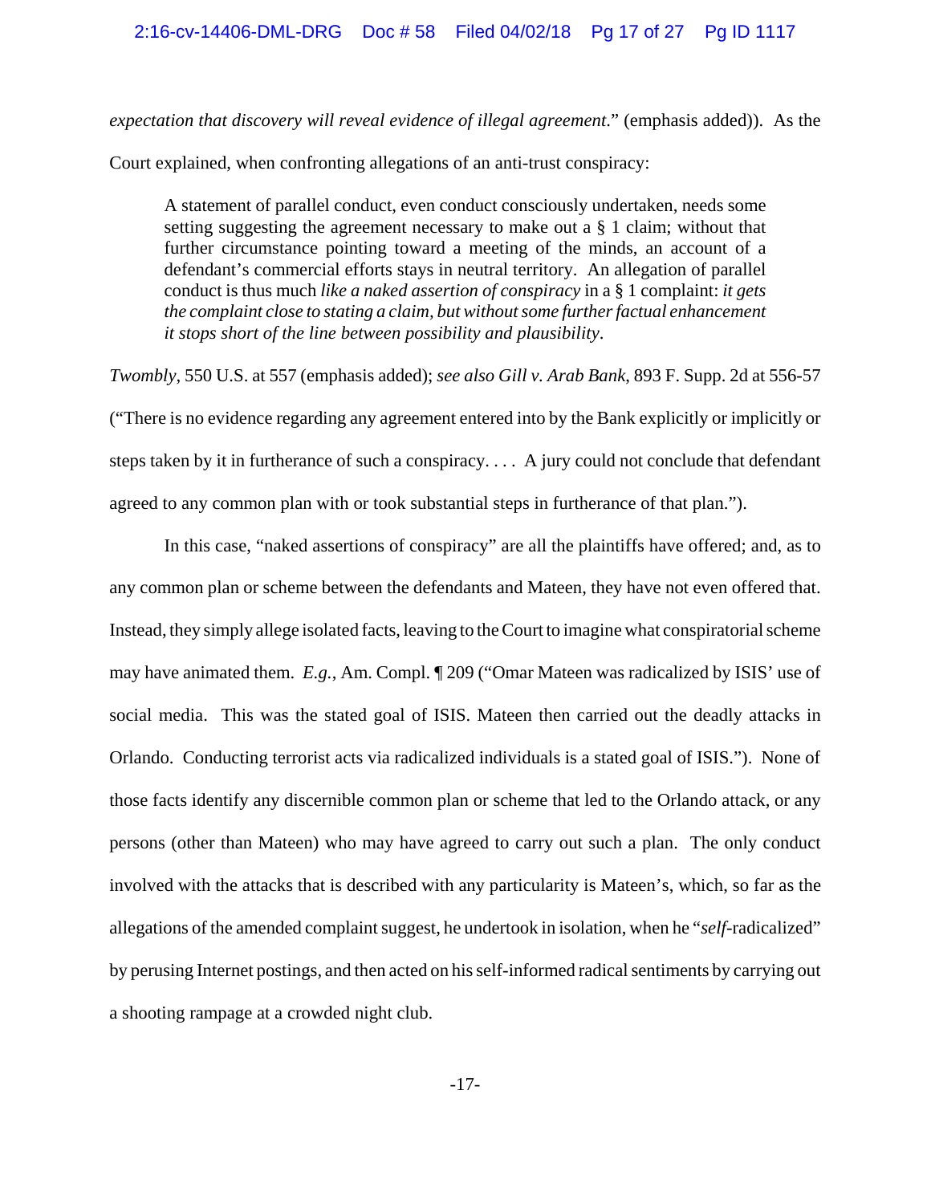*expectation that discovery will reveal evidence of illegal agreement*." (emphasis added)). As the Court explained, when confronting allegations of an anti-trust conspiracy:

> A statement of parallel conduct, even conduct consciously undertaken, needs some setting suggesting the agreement necessary to make out a § 1 claim; without that further circumstance pointing toward a meeting of the minds, an account of a defendant's commercial efforts stays in neutral territory. An allegation of parallel conduct is thus much *like a naked assertion of conspiracy* in a § 1 complaint: *it gets the complaint close to stating a claim, but without some further factual enhancement it stops short of the line between possibility and plausibility*.

*Twombly*, 550 U.S. at 557 (emphasis added); *see also Gill v. Arab Bank*, 893 F. Supp. 2d at 556-57 ("There is no evidence regarding any agreement entered into by the Bank explicitly or implicitly or steps taken by it in furtherance of such a conspiracy. . . . A jury could not conclude that defendant agreed to any common plan with or took substantial steps in furtherance of that plan.").

In this case, "naked assertions of conspiracy" are all the plaintiffs have offered; and, as to any common plan or scheme between the defendants and Mateen, they have not even offered that. Instead, they simply allege isolated facts, leaving to the Court to imagine what conspiratorial scheme may have animated them. *E.g.*, Am. Compl. ¶ 209 ("Omar Mateen was radicalized by ISIS' use of social media. This was the stated goal of ISIS. Mateen then carried out the deadly attacks in Orlando. Conducting terrorist acts via radicalized individuals is a stated goal of ISIS."). None of those facts identify any discernible common plan or scheme that led to the Orlando attack, or any persons (other than Mateen) who may have agreed to carry out such a plan. The only conduct involved with the attacks that is described with any particularity is Mateen's, which, so far as the allegations of the amended complaint suggest, he undertook in isolation, when he "*self*-radicalized" by perusing Internet postings, and then acted on his self-informed radical sentiments by carrying out a shooting rampage at a crowded night club.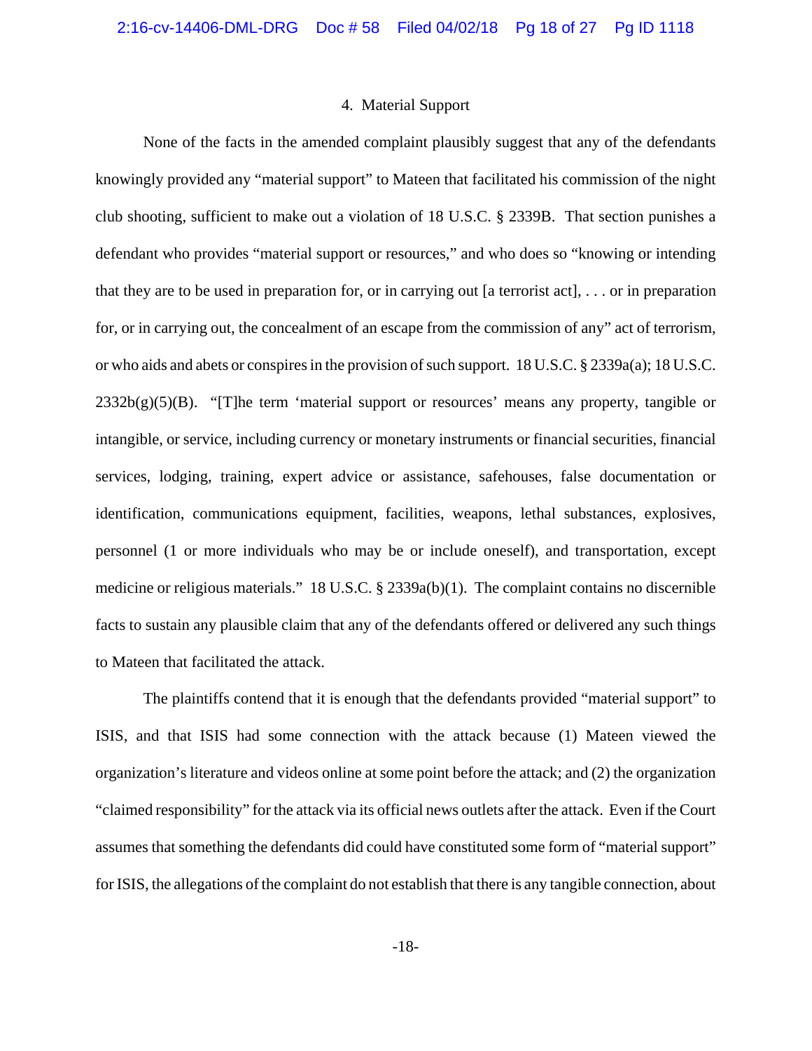### 4. Material Support

None of the facts in the amended complaint plausibly suggest that any of the defendants knowingly provided any "material support" to Mateen that facilitated his commission of the night club shooting, sufficient to make out a violation of 18 U.S.C. § 2339B. That section punishes a defendant who provides "material support or resources," and who does so "knowing or intending that they are to be used in preparation for, or in carrying out [a terrorist act], . . . or in preparation for, or in carrying out, the concealment of an escape from the commission of any" act of terrorism, or who aids and abets or conspires in the provision of such support. 18 U.S.C. § 2339a(a); 18 U.S.C. 2332b(g)(5)(B). "[T]he term 'material support or resources' means any property, tangible or intangible, or service, including currency or monetary instruments or financial securities, financial services, lodging, training, expert advice or assistance, safehouses, false documentation or identification, communications equipment, facilities, weapons, lethal substances, explosives, personnel (1 or more individuals who may be or include oneself), and transportation, except medicine or religious materials." 18 U.S.C. § 2339a(b)(1). The complaint contains no discernible facts to sustain any plausible claim that any of the defendants offered or delivered any such things to Mateen that facilitated the attack.

The plaintiffs contend that it is enough that the defendants provided "material support" to ISIS, and that ISIS had some connection with the attack because (1) Mateen viewed the organization's literature and videos online at some point before the attack; and (2) the organization "claimed responsibility" for the attack via its official news outlets after the attack. Even if the Court assumes that something the defendants did could have constituted some form of "material support" for ISIS, the allegations of the complaint do not establish that there is any tangible connection, about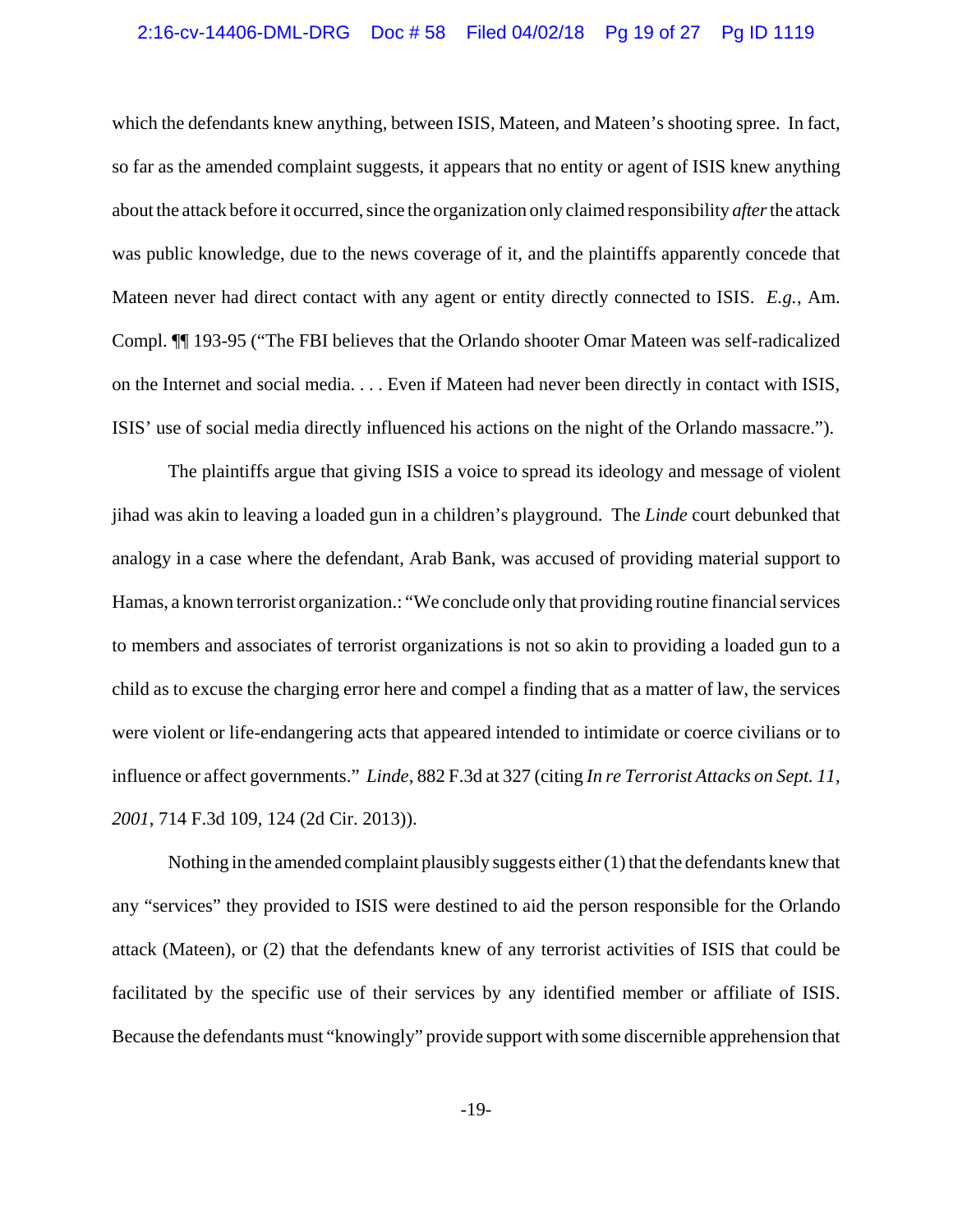which the defendants knew anything, between ISIS, Mateen, and Mateen's shooting spree. In fact, so far as the amended complaint suggests, it appears that no entity or agent of ISIS knew anything about the attack before it occurred, since the organization only claimed responsibility *after* the attack was public knowledge, due to the news coverage of it, and the plaintiffs apparently concede that Mateen never had direct contact with any agent or entity directly connected to ISIS. *E.g.*, Am. Compl. ¶¶ 193-95 ("The FBI believes that the Orlando shooter Omar Mateen was self-radicalized on the Internet and social media. . . . Even if Mateen had never been directly in contact with ISIS, ISIS' use of social media directly influenced his actions on the night of the Orlando massacre.").

The plaintiffs argue that giving ISIS a voice to spread its ideology and message of violent jihad was akin to leaving a loaded gun in a children's playground. The *Linde* court debunked that analogy in a case where the defendant, Arab Bank, was accused of providing material support to Hamas, a known terrorist organization.: "We conclude only that providing routine financial services to members and associates of terrorist organizations is not so akin to providing a loaded gun to a child as to excuse the charging error here and compel a finding that as a matter of law, the services were violent or life-endangering acts that appeared intended to intimidate or coerce civilians or to influence or affect governments." *Linde*, 882 F.3d at 327 (citing *In re Terrorist Attacks on Sept. 11, 2001*, 714 F.3d 109, 124 (2d Cir. 2013)).

Nothing in the amended complaint plausibly suggests either (1) that the defendants knew that any "services" they provided to ISIS were destined to aid the person responsible for the Orlando attack (Mateen), or (2) that the defendants knew of any terrorist activities of ISIS that could be facilitated by the specific use of their services by any identified member or affiliate of ISIS. Because the defendants must "knowingly" provide support with some discernible apprehension that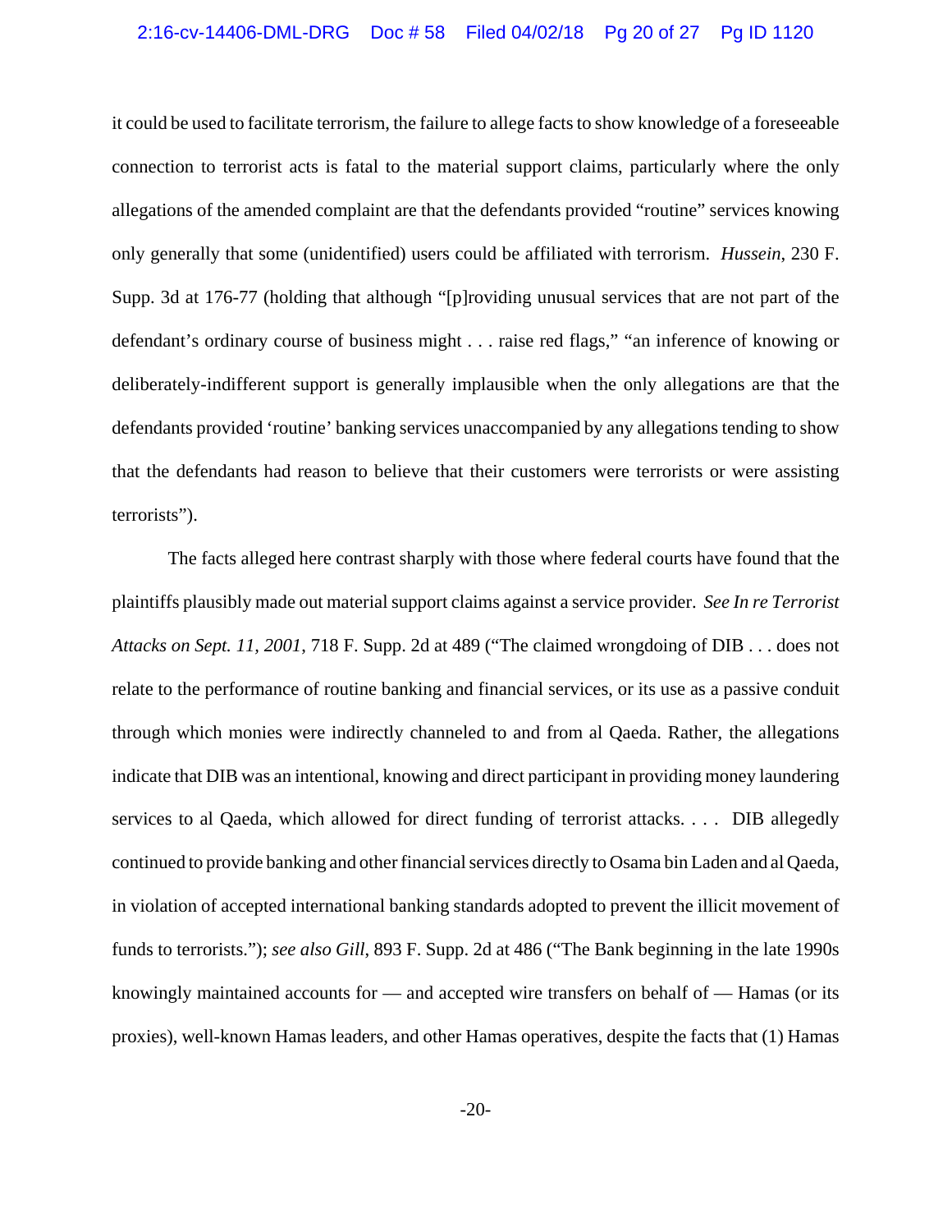it could be used to facilitate terrorism, the failure to allege facts to show knowledge of a foreseeable connection to terrorist acts is fatal to the material support claims, particularly where the only allegations of the amended complaint are that the defendants provided "routine" services knowing only generally that some (unidentified) users could be affiliated with terrorism. *Hussein*, 230 F. Supp. 3d at 176-77 (holding that although "[p]roviding unusual services that are not part of the defendant's ordinary course of business might . . . raise red flags," "an inference of knowing or deliberately-indifferent support is generally implausible when the only allegations are that the defendants provided 'routine' banking services unaccompanied by any allegations tending to show that the defendants had reason to believe that their customers were terrorists or were assisting terrorists").

The facts alleged here contrast sharply with those where federal courts have found that the plaintiffs plausibly made out material support claims against a service provider. *See In re Terrorist Attacks on Sept. 11, 2001*, 718 F. Supp. 2d at 489 ("The claimed wrongdoing of DIB . . . does not relate to the performance of routine banking and financial services, or its use as a passive conduit through which monies were indirectly channeled to and from al Qaeda. Rather, the allegations indicate that DIB was an intentional, knowing and direct participant in providing money laundering services to al Qaeda, which allowed for direct funding of terrorist attacks. . . . DIB allegedly continued to provide banking and other financial services directly to Osama bin Laden and al Qaeda, in violation of accepted international banking standards adopted to prevent the illicit movement of funds to terrorists."); *see also Gill*, 893 F. Supp. 2d at 486 ("The Bank beginning in the late 1990s knowingly maintained accounts for — and accepted wire transfers on behalf of — Hamas (or its proxies), well-known Hamas leaders, and other Hamas operatives, despite the facts that (1) Hamas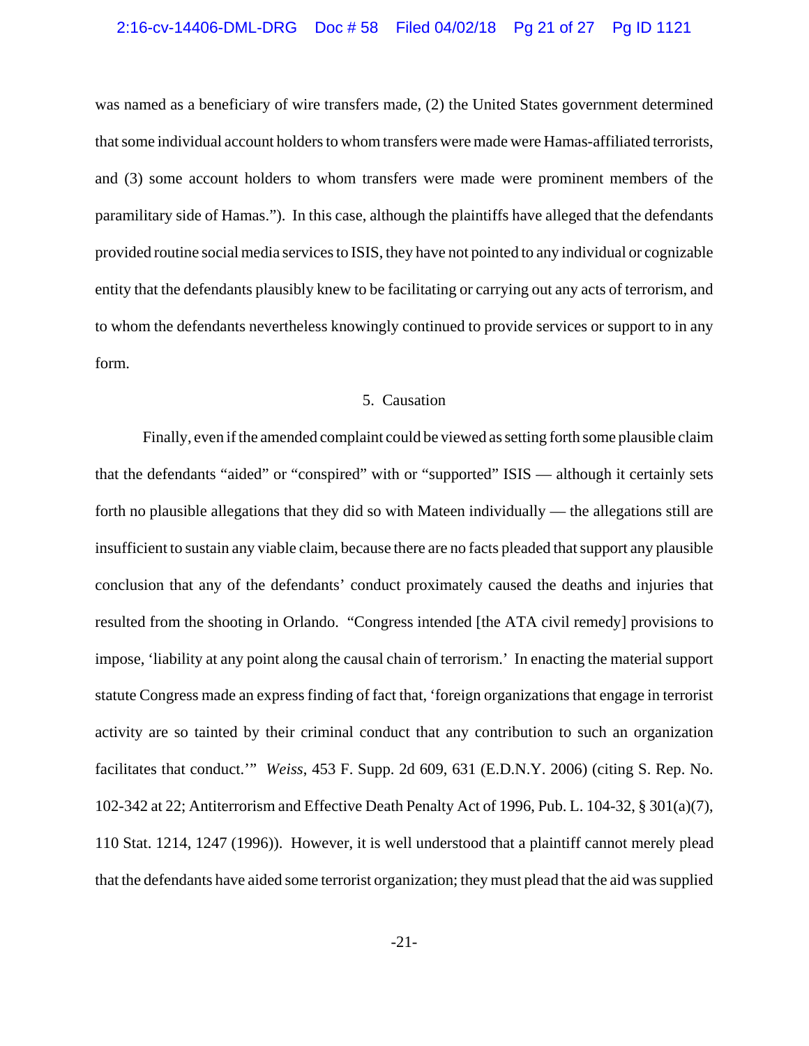was named as a beneficiary of wire transfers made, (2) the United States government determined that some individual account holders to whom transfers were made were Hamas-affiliated terrorists, and (3) some account holders to whom transfers were made were prominent members of the paramilitary side of Hamas."). In this case, although the plaintiffs have alleged that the defendants provided routine social media services to ISIS, they have not pointed to any individual or cognizable entity that the defendants plausibly knew to be facilitating or carrying out any acts of terrorism, and to whom the defendants nevertheless knowingly continued to provide services or support to in any form.

5. Causation

Finally, even if the amended complaint could be viewed as setting forth some plausible claim that the defendants "aided" or "conspired" with or "supported" ISIS — although it certainly sets forth no plausible allegations that they did so with Mateen individually — the allegations still are insufficient to sustain any viable claim, because there are no facts pleaded that support any plausible conclusion that any of the defendants' conduct proximately caused the deaths and injuries that resulted from the shooting in Orlando. "Congress intended [the ATA civil remedy] provisions to impose, 'liability at any point along the causal chain of terrorism.' In enacting the material support statute Congress made an express finding of fact that, 'foreign organizations that engage in terrorist activity are so tainted by their criminal conduct that any contribution to such an organization facilitates that conduct.'" *Weiss*, 453 F. Supp. 2d 609, 631 (E.D.N.Y. 2006) (citing S. Rep. No. 102-342 at 22; Antiterrorism and Effective Death Penalty Act of 1996, Pub. L. 104-32, § 301(a)(7), 110 Stat. 1214, 1247 (1996)). However, it is well understood that a plaintiff cannot merely plead that the defendants have aided some terrorist organization; they must plead that the aid was supplied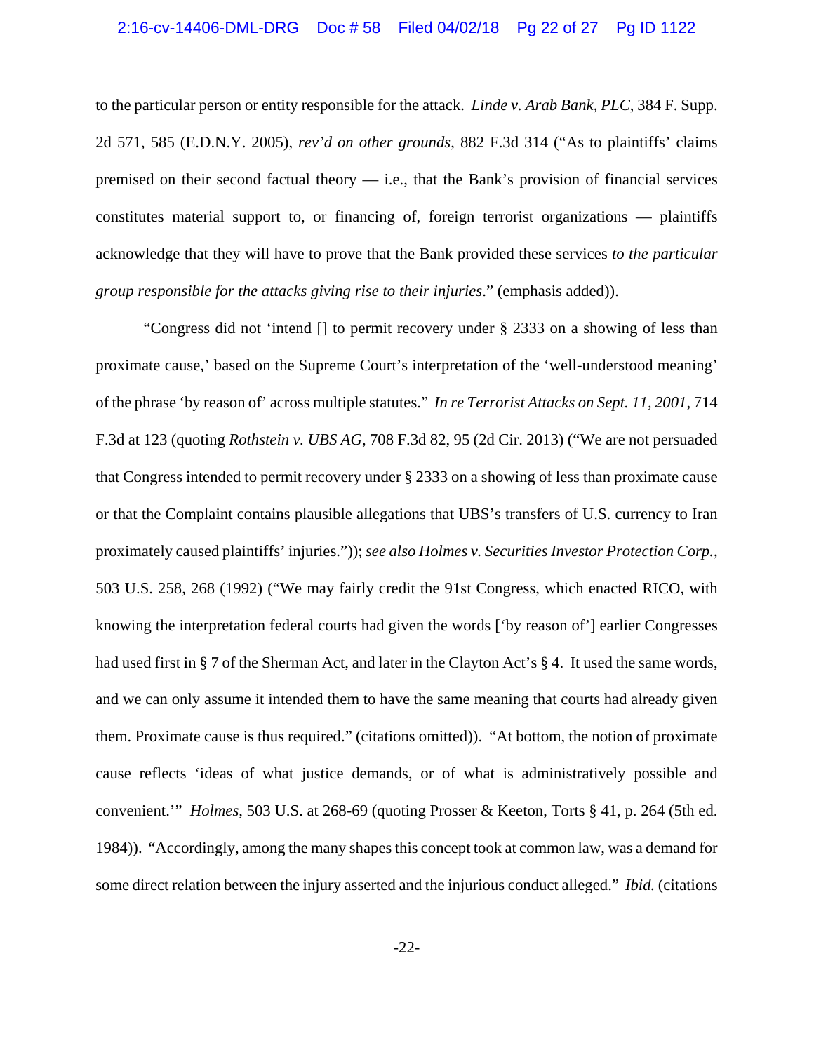to the particular person or entity responsible for the attack. *Linde v. Arab Bank, PLC*, 384 F. Supp. 2d 571, 585 (E.D.N.Y. 2005), *rev'd on other grounds*, 882 F.3d 314 ("As to plaintiffs' claims premised on their second factual theory — i.e., that the Bank's provision of financial services constitutes material support to, or financing of, foreign terrorist organizations — plaintiffs acknowledge that they will have to prove that the Bank provided these services *to the particular group responsible for the attacks giving rise to their injuries*." (emphasis added)).

"Congress did not 'intend [] to permit recovery under § 2333 on a showing of less than proximate cause,' based on the Supreme Court's interpretation of the 'well-understood meaning' of the phrase 'by reason of' across multiple statutes." *In re Terrorist Attacks on Sept. 11, 2001*, 714 F.3d at 123 (quoting *Rothstein v. UBS AG*, 708 F.3d 82, 95 (2d Cir. 2013) ("We are not persuaded that Congress intended to permit recovery under § 2333 on a showing of less than proximate cause or that the Complaint contains plausible allegations that UBS's transfers of U.S. currency to Iran proximately caused plaintiffs' injuries.")); *see also Holmes v. Securities Investor Protection Corp.*, 503 U.S. 258, 268 (1992) ("We may fairly credit the 91st Congress, which enacted RICO, with knowing the interpretation federal courts had given the words ['by reason of'] earlier Congresses had used first in § 7 of the Sherman Act, and later in the Clayton Act's § 4. It used the same words, and we can only assume it intended them to have the same meaning that courts had already given them. Proximate cause is thus required." (citations omitted)). "At bottom, the notion of proximate cause reflects 'ideas of what justice demands, or of what is administratively possible and convenient.'" *Holmes*, 503 U.S. at 268-69 (quoting Prosser & Keeton, Torts § 41, p. 264 (5th ed. 1984)). "Accordingly, among the many shapes this concept took at common law, was a demand for some direct relation between the injury asserted and the injurious conduct alleged." *Ibid.* (citations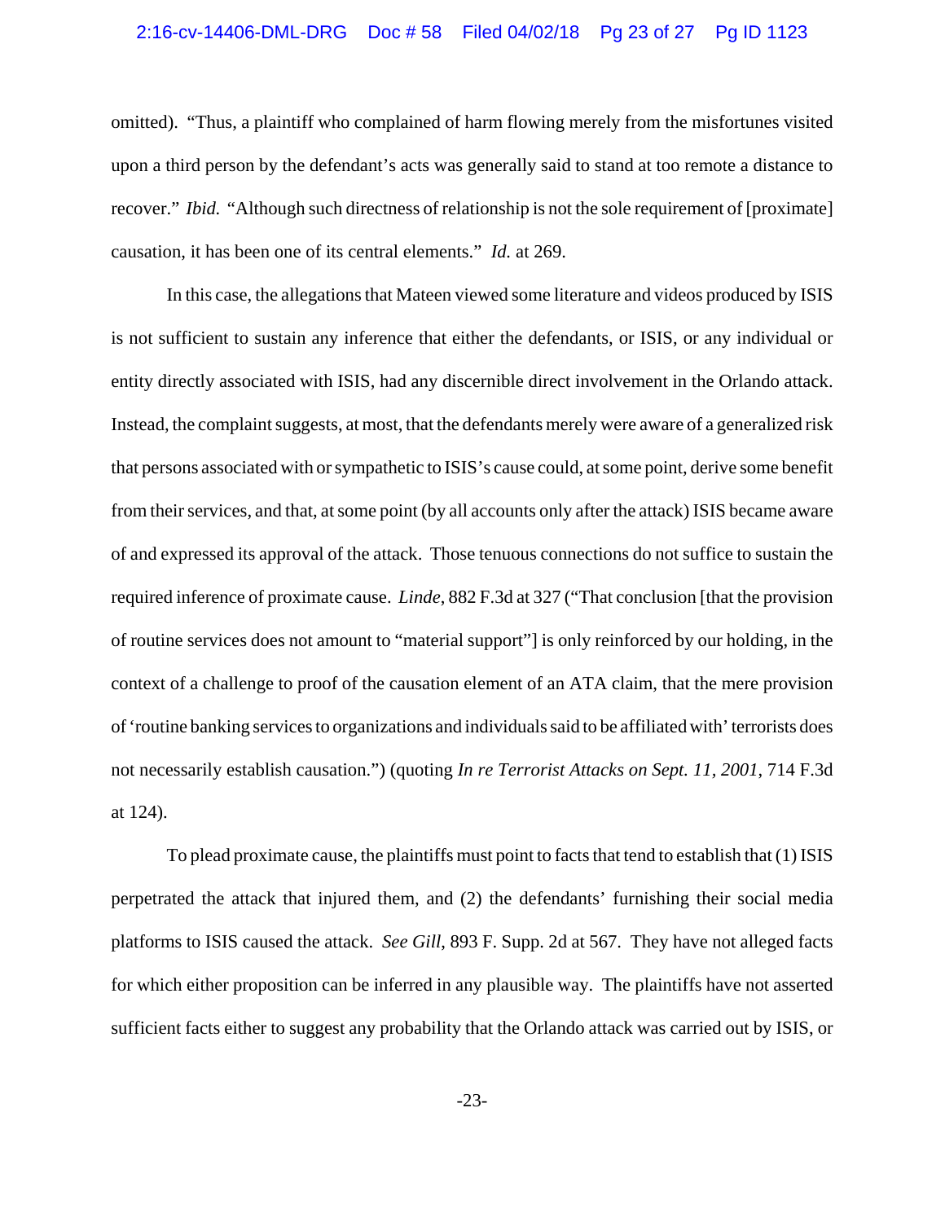omitted). "Thus, a plaintiff who complained of harm flowing merely from the misfortunes visited upon a third person by the defendant's acts was generally said to stand at too remote a distance to recover." *Ibid.* "Although such directness of relationship is not the sole requirement of [proximate] causation, it has been one of its central elements." *Id.* at 269.

In this case, the allegations that Mateen viewed some literature and videos produced by ISIS is not sufficient to sustain any inference that either the defendants, or ISIS, or any individual or entity directly associated with ISIS, had any discernible direct involvement in the Orlando attack. Instead, the complaint suggests, at most, that the defendants merely were aware of a generalized risk that persons associated with or sympathetic to ISIS's cause could, at some point, derive some benefit from their services, and that, at some point (by all accounts only after the attack) ISIS became aware of and expressed its approval of the attack. Those tenuous connections do not suffice to sustain the required inference of proximate cause. *Linde*, 882 F.3d at 327 ("That conclusion [that the provision of routine services does not amount to "material support"] is only reinforced by our holding, in the context of a challenge to proof of the causation element of an ATA claim, that the mere provision of 'routine banking services to organizations and individuals said to be affiliated with' terrorists does not necessarily establish causation.") (quoting *In re Terrorist Attacks on Sept. 11, 2001*, 714 F.3d at 124).

To plead proximate cause, the plaintiffs must point to facts that tend to establish that (1) ISIS perpetrated the attack that injured them, and (2) the defendants' furnishing their social media platforms to ISIS caused the attack. *See Gill*, 893 F. Supp. 2d at 567. They have not alleged facts for which either proposition can be inferred in any plausible way. The plaintiffs have not asserted sufficient facts either to suggest any probability that the Orlando attack was carried out by ISIS, or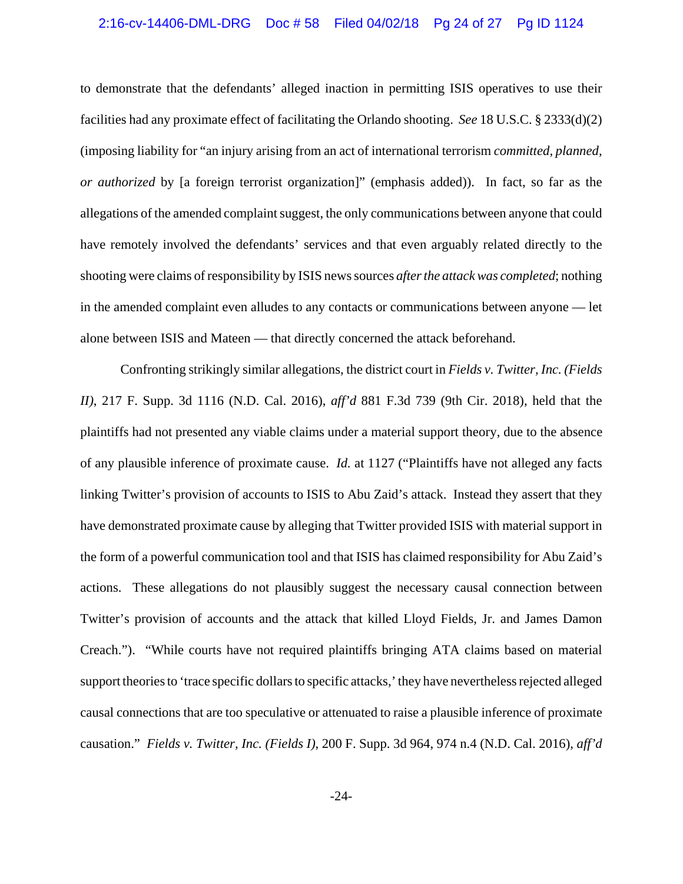to demonstrate that the defendants' alleged inaction in permitting ISIS operatives to use their facilities had any proximate effect of facilitating the Orlando shooting. *See* 18 U.S.C. § 2333(d)(2) (imposing liability for "an injury arising from an act of international terrorism *committed, planned, or authorized* by [a foreign terrorist organization]" (emphasis added)). In fact, so far as the allegations of the amended complaint suggest, the only communications between anyone that could have remotely involved the defendants' services and that even arguably related directly to the shooting were claims of responsibility by ISIS news sources *after the attack was completed*; nothing in the amended complaint even alludes to any contacts or communications between anyone — let alone between ISIS and Mateen — that directly concerned the attack beforehand.

Confronting strikingly similar allegations, the district court in *Fields v. Twitter, Inc. (Fields II)*, 217 F. Supp. 3d 1116 (N.D. Cal. 2016), *aff'd* 881 F.3d 739 (9th Cir. 2018), held that the plaintiffs had not presented any viable claims under a material support theory, due to the absence of any plausible inference of proximate cause. *Id.* at 1127 ("Plaintiffs have not alleged any facts linking Twitter's provision of accounts to ISIS to Abu Zaid's attack. Instead they assert that they have demonstrated proximate cause by alleging that Twitter provided ISIS with material support in the form of a powerful communication tool and that ISIS has claimed responsibility for Abu Zaid's actions. These allegations do not plausibly suggest the necessary causal connection between Twitter's provision of accounts and the attack that killed Lloyd Fields, Jr. and James Damon Creach."). "While courts have not required plaintiffs bringing ATA claims based on material support theories to 'trace specific dollars to specific attacks,' they have nevertheless rejected alleged causal connections that are too speculative or attenuated to raise a plausible inference of proximate causation." *Fields v. Twitter, Inc. (Fields I)*, 200 F. Supp. 3d 964, 974 n.4 (N.D. Cal. 2016), *aff'd*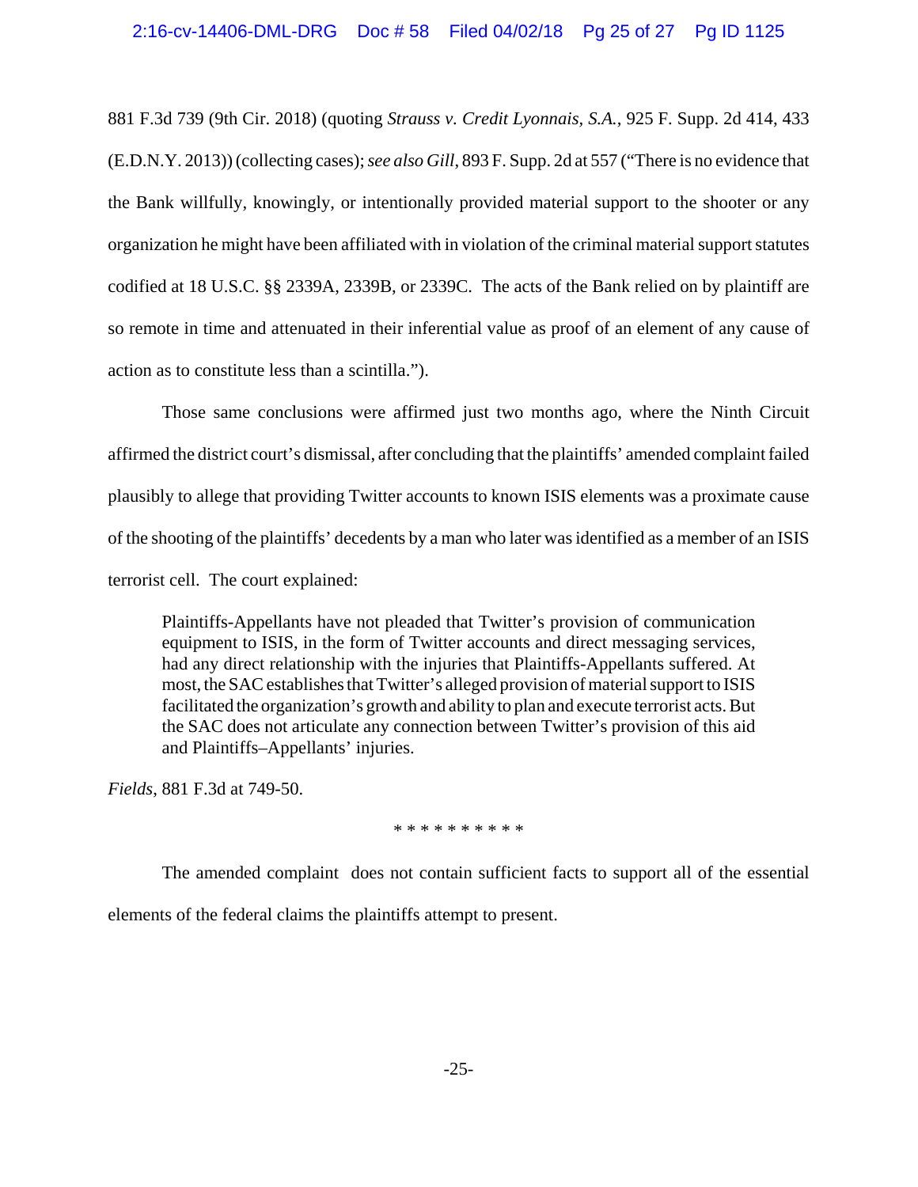881 F.3d 739 (9th Cir. 2018) (quoting *Strauss v. Credit Lyonnais, S.A.*, 925 F. Supp. 2d 414, 433 (E.D.N.Y. 2013)) (collecting cases); *see also Gill*, 893 F. Supp. 2d at 557 ("There is no evidence that the Bank willfully, knowingly, or intentionally provided material support to the shooter or any organization he might have been affiliated with in violation of the criminal material support statutes codified at 18 U.S.C. §§ 2339A, 2339B, or 2339C. The acts of the Bank relied on by plaintiff are so remote in time and attenuated in their inferential value as proof of an element of any cause of action as to constitute less than a scintilla.").

Those same conclusions were affirmed just two months ago, where the Ninth Circuit affirmed the district court's dismissal, after concluding that the plaintiffs' amended complaint failed plausibly to allege that providing Twitter accounts to known ISIS elements was a proximate cause of the shooting of the plaintiffs' decedents by a man who later was identified as a member of an ISIS terrorist cell. The court explained:

> Plaintiffs-Appellants have not pleaded that Twitter's provision of communication equipment to ISIS, in the form of Twitter accounts and direct messaging services, had any direct relationship with the injuries that Plaintiffs-Appellants suffered. At most, the SAC establishes that Twitter's alleged provision of material support to ISIS facilitated the organization's growth and ability to plan and execute terrorist acts. But the SAC does not articulate any connection between Twitter's provision of this aid and Plaintiffs–Appellants' injuries.

*Fields*, 881 F.3d at 749-50.

* * * * * * * * * *

The amended complaint does not contain sufficient facts to support all of the essential elements of the federal claims the plaintiffs attempt to present.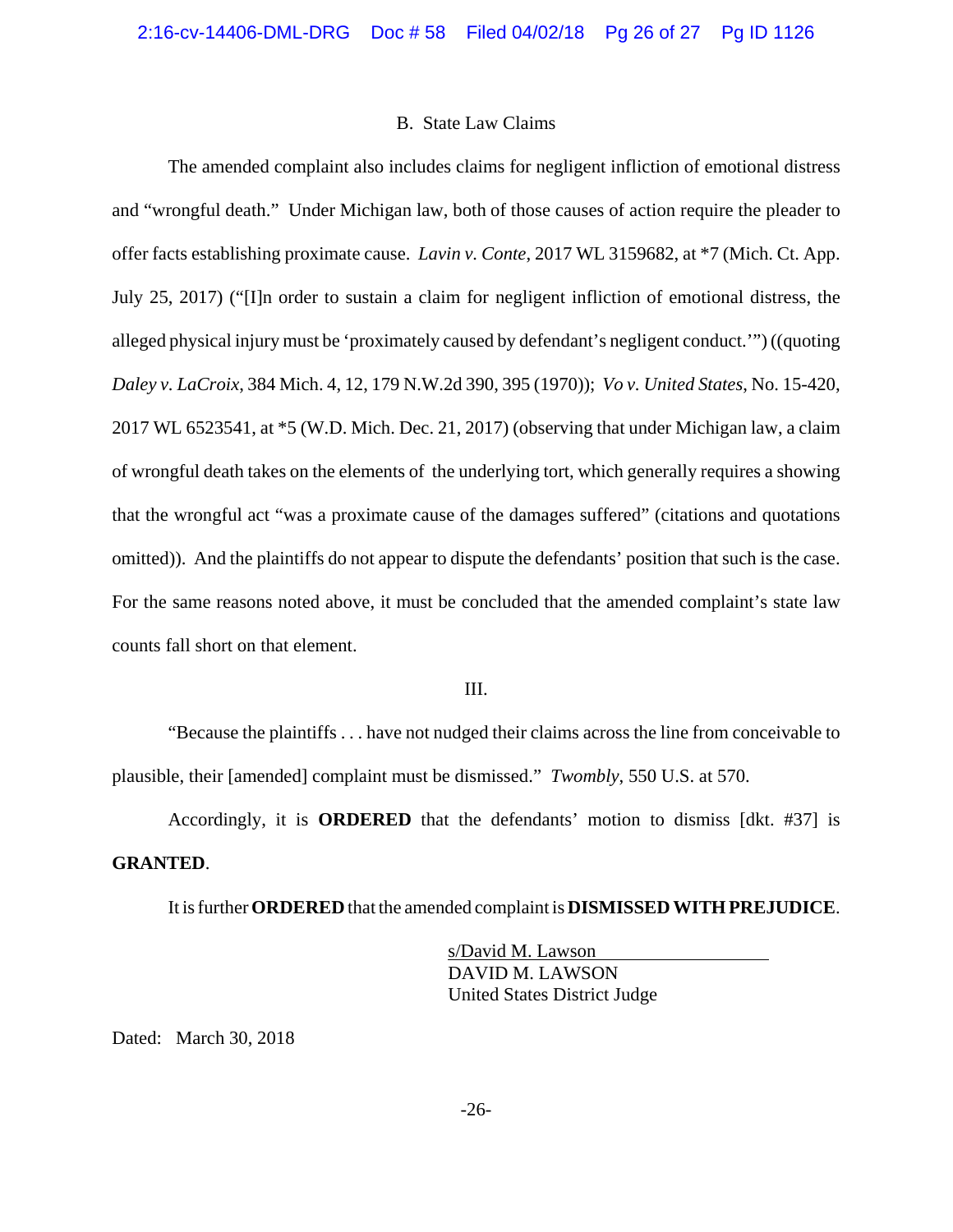### B. State Law Claims

The amended complaint also includes claims for negligent infliction of emotional distress and "wrongful death." Under Michigan law, both of those causes of action require the pleader to offer facts establishing proximate cause. *Lavin v. Conte*, 2017 WL 3159682, at *7 (Mich. Ct. App. July 25, 2017) ("[I]n order to sustain a claim for negligent infliction of emotional distress, the alleged physical injury must be 'proximately caused by defendant's negligent conduct.'") ((quoting *Daley v. LaCroix*, 384 Mich. 4, 12, 179 N.W.2d 390, 395 (1970)); *Vo v. United States*, No. 15-420, 2017 WL 6523541, at *5 (W.D. Mich. Dec. 21, 2017) (observing that under Michigan law, a claim of wrongful death takes on the elements of the underlying tort, which generally requires a showing that the wrongful act "was a proximate cause of the damages suffered" (citations and quotations omitted)). And the plaintiffs do not appear to dispute the defendants' position that such is the case. For the same reasons noted above, it must be concluded that the amended complaint's state law counts fall short on that element.

## III.

"Because the plaintiffs . . . have not nudged their claims across the line from conceivable to plausible, their [amended] complaint must be dismissed." *Twombly*, 550 U.S. at 570.

Accordingly, it is **ORDERED** that the defendants' motion to dismiss [dkt. #37] is **GRANTED**.

It is further **ORDERED** that the amended complaint is **DISMISSED WITH PREJUDICE**.

s/David M. Lawson
DAVID M. LAWSON
United States District Judge

Dated: March 30, 2018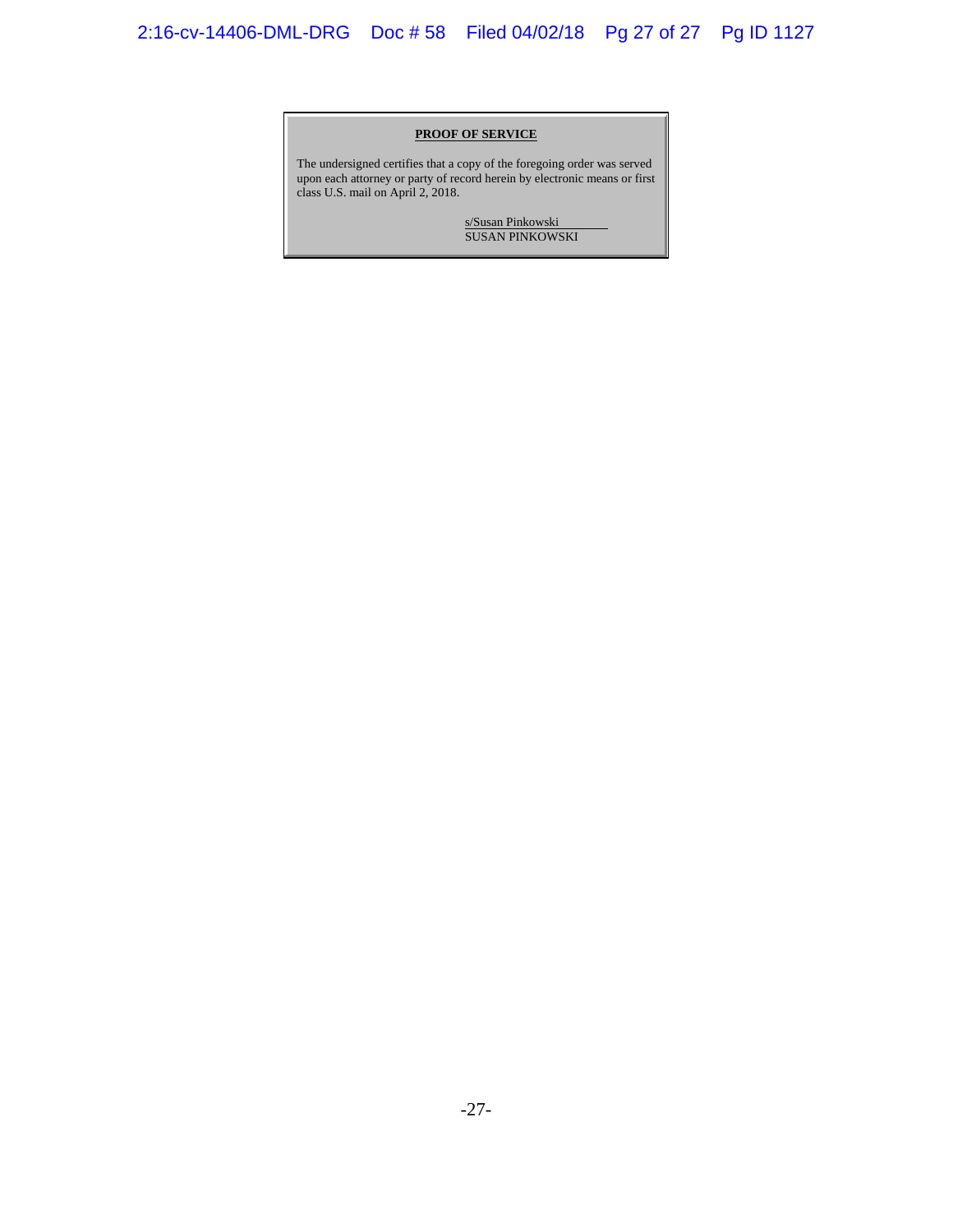**PROOF OF SERVICE**

The undersigned certifies that a copy of the foregoing order was served upon each attorney or party of record herein by electronic means or first class U.S. mail on April 2, 2018.

s/Susan Pinkowski
SUSAN PINKOWSKI